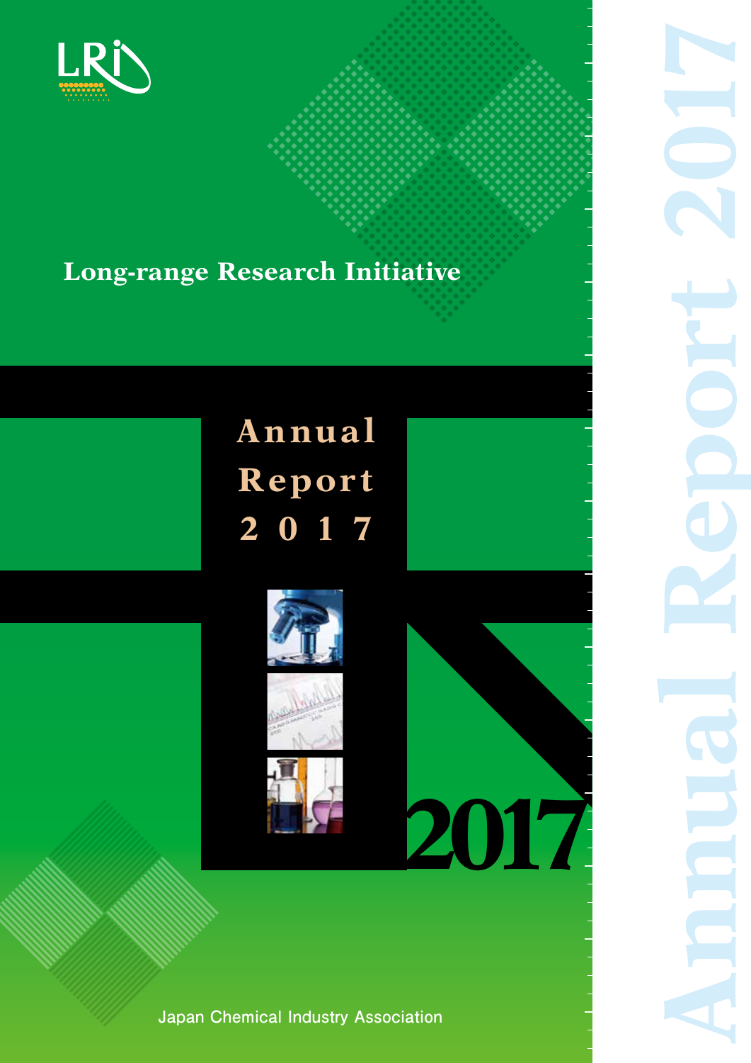LRi

# Long-range Research Initiative

# Annual Report 2017

2017

Annual Report 2017

Japan Chemical Industry Association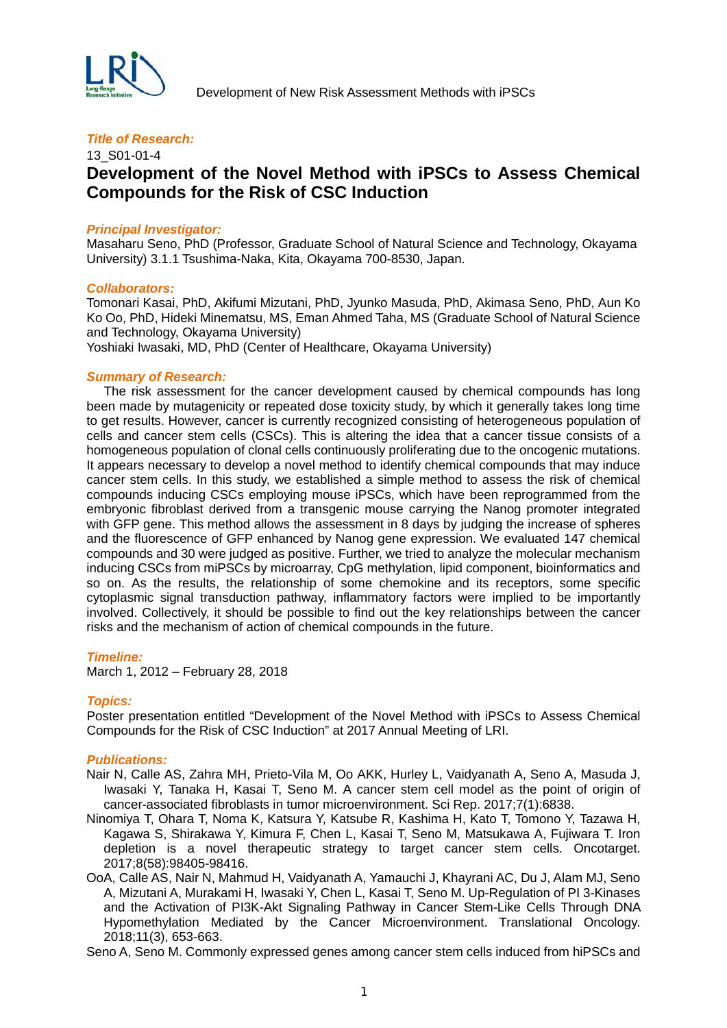*Title of Research:*

13_S01-01-4

## Development of the Novel Method with iPSCs to Assess Chemical Compounds for the Risk of CSC Induction

*Principal Investigator:*

Masaharu Seno, PhD (Professor, Graduate School of Natural Science and Technology, Okayama University) 3.1.1 Tsushima-Naka, Kita, Okayama 700-8530, Japan.

*Collaborators:*

Tomonari Kasai, PhD, Akifumi Mizutani, PhD, Jyunko Masuda, PhD, Akimasa Seno, PhD, Aun Ko Ko Oo, PhD, Hideki Minematsu, MS, Eman Ahmed Taha, MS (Graduate School of Natural Science and Technology, Okayama University)

Yoshiaki Iwasaki, MD, PhD (Center of Healthcare, Okayama University)

*Summary of Research:*

The risk assessment for the cancer development caused by chemical compounds has long been made by mutagenicity or repeated dose toxicity study, by which it generally takes long time to get results. However, cancer is currently recognized consisting of heterogeneous population of cells and cancer stem cells (CSCs). This is altering the idea that a cancer tissue consists of a homogeneous population of clonal cells continuously proliferating due to the oncogenic mutations. It appears necessary to develop a novel method to identify chemical compounds that may induce cancer stem cells. In this study, we established a simple method to assess the risk of chemical compounds inducing CSCs employing mouse iPSCs, which have been reprogrammed from the embryonic fibroblast derived from a transgenic mouse carrying the Nanog promoter integrated with GFP gene. This method allows the assessment in 8 days by judging the increase of spheres and the fluorescence of GFP enhanced by Nanog gene expression. We evaluated 147 chemical compounds and 30 were judged as positive. Further, we tried to analyze the molecular mechanism inducing CSCs from miPSCs by microarray, CpG methylation, lipid component, bioinformatics and so on. As the results, the relationship of some chemokine and its receptors, some specific cytoplasmic signal transduction pathway, inflammatory factors were implied to be importantly involved. Collectively, it should be possible to find out the key relationships between the cancer risks and the mechanism of action of chemical compounds in the future.

*Timeline:*

March 1, 2012 – February 28, 2018

*Topics:*

Poster presentation entitled “Development of the Novel Method with iPSCs to Assess Chemical Compounds for the Risk of CSC Induction” at 2017 Annual Meeting of LRI.

*Publications:*

Nair N, Calle AS, Zahra MH, Prieto-Vila M, Oo AKK, Hurley L, Vaidyanath A, Seno A, Masuda J, Iwasaki Y, Tanaka H, Kasai T, Seno M. A cancer stem cell model as the point of origin of cancer-associated fibroblasts in tumor microenvironment. Sci Rep. 2017;7(1):6838.

Ninomiya T, Ohara T, Noma K, Katsura Y, Katsube R, Kashima H, Kato T, Tomono Y, Tazawa H, Kagawa S, Shirakawa Y, Kimura F, Chen L, Kasai T, Seno M, Matsukawa A, Fujiwara T. Iron depletion is a novel therapeutic strategy to target cancer stem cells. Oncotarget. 2017;8(58):98405-98416.

OoA, Calle AS, Nair N, Mahmud H, Vaidyanath A, Yamauchi J, Khayrani AC, Du J, Alam MJ, Seno A, Mizutani A, Murakami H, Iwasaki Y, Chen L, Kasai T, Seno M. Up-Regulation of PI 3-Kinases and the Activation of PI3K-Akt Signaling Pathway in Cancer Stem-Like Cells Through DNA Hypomethylation Mediated by the Cancer Microenvironment. Translational Oncology. 2018;11(3), 653-663.

Seno A, Seno M. Commonly expressed genes among cancer stem cells induced from hiPSCs and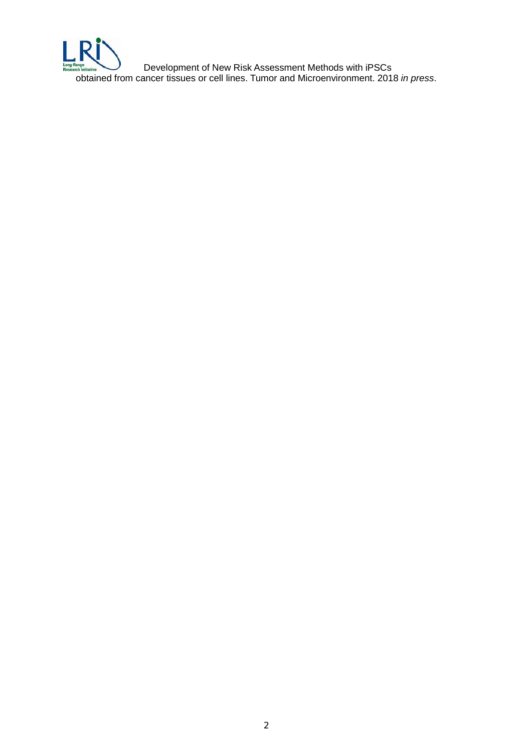Development of New Risk Assessment Methods with iPSCs obtained from cancer tissues or cell lines. Tumor and Microenvironment. 2018 *in press*.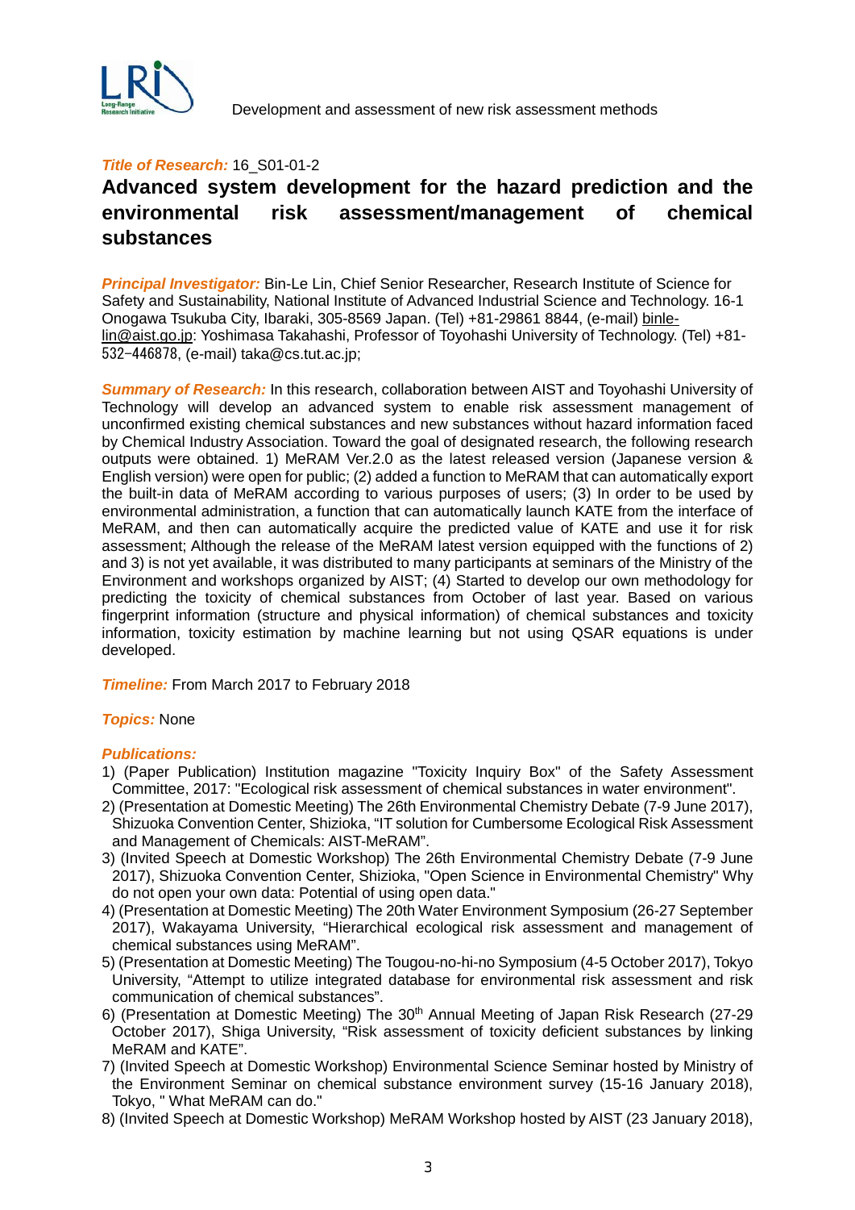***Title of Research:*** 16_S01-01-2

# Advanced system development for the hazard prediction and the environmental risk assessment/management of chemical substances

***Principal Investigator:*** Bin-Le Lin, Chief Senior Researcher, Research Institute of Science for Safety and Sustainability, National Institute of Advanced Industrial Science and Technology. 16-1 Onogawa Tsukuba City, Ibaraki, 305-8569 Japan. (Tel) +81-29861 8844, (e-mail) binle-lin@aist.go.jp: Yoshimasa Takahashi, Professor of Toyohashi University of Technology. (Tel) +81-532-446878, (e-mail) taka@cs.tut.ac.jp;

***Summary of Research:*** In this research, collaboration between AIST and Toyohashi University of Technology will develop an advanced system to enable risk assessment management of unconfirmed existing chemical substances and new substances without hazard information faced by Chemical Industry Association. Toward the goal of designated research, the following research outputs were obtained. 1) MeRAM Ver.2.0 as the latest released version (Japanese version & English version) were open for public; (2) added a function to MeRAM that can automatically export the built-in data of MeRAM according to various purposes of users; (3) In order to be used by environmental administration, a function that can automatically launch KATE from the interface of MeRAM, and then can automatically acquire the predicted value of KATE and use it for risk assessment; Although the release of the MeRAM latest version equipped with the functions of 2) and 3) is not yet available, it was distributed to many participants at seminars of the Ministry of the Environment and workshops organized by AIST; (4) Started to develop our own methodology for predicting the toxicity of chemical substances from October of last year. Based on various fingerprint information (structure and physical information) of chemical substances and toxicity information, toxicity estimation by machine learning but not using QSAR equations is under developed.

***Timeline:*** From March 2017 to February 2018

***Topics:*** None

***Publications:***

1) (Paper Publication) Institution magazine "Toxicity Inquiry Box" of the Safety Assessment Committee, 2017: "Ecological risk assessment of chemical substances in water environment".
2) (Presentation at Domestic Meeting) The 26th Environmental Chemistry Debate (7-9 June 2017), Shizuoka Convention Center, Shizioka, “IT solution for Cumbersome Ecological Risk Assessment and Management of Chemicals: AIST-MeRAM”.
3) (Invited Speech at Domestic Workshop) The 26th Environmental Chemistry Debate (7-9 June 2017), Shizuoka Convention Center, Shizioka, "Open Science in Environmental Chemistry" Why do not open your own data: Potential of using open data."
4) (Presentation at Domestic Meeting) The 20th Water Environment Symposium (26-27 September 2017), Wakayama University, “Hierarchical ecological risk assessment and management of chemical substances using MeRAM”.
5) (Presentation at Domestic Meeting) The Tougou-no-hi-no Symposium (4-5 October 2017), Tokyo University, “Attempt to utilize integrated database for environmental risk assessment and risk communication of chemical substances”.
6) (Presentation at Domestic Meeting) The 30th Annual Meeting of Japan Risk Research (27-29 October 2017), Shiga University, “Risk assessment of toxicity deficient substances by linking MeRAM and KATE”.
7) (Invited Speech at Domestic Workshop) Environmental Science Seminar hosted by Ministry of the Environment Seminar on chemical substance environment survey (15-16 January 2018), Tokyo, " What MeRAM can do."
8) (Invited Speech at Domestic Workshop) MeRAM Workshop hosted by AIST (23 January 2018),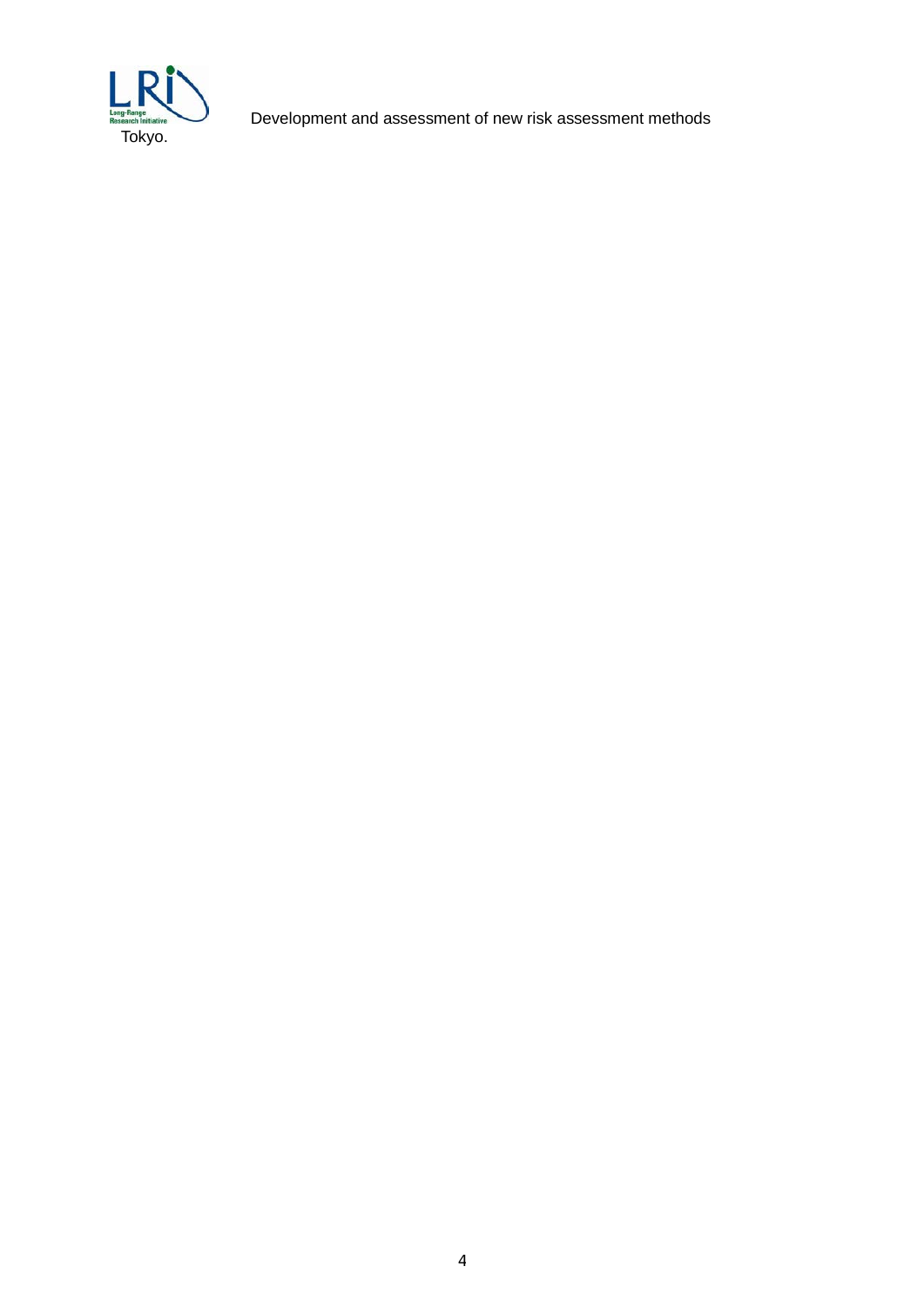Tokyo.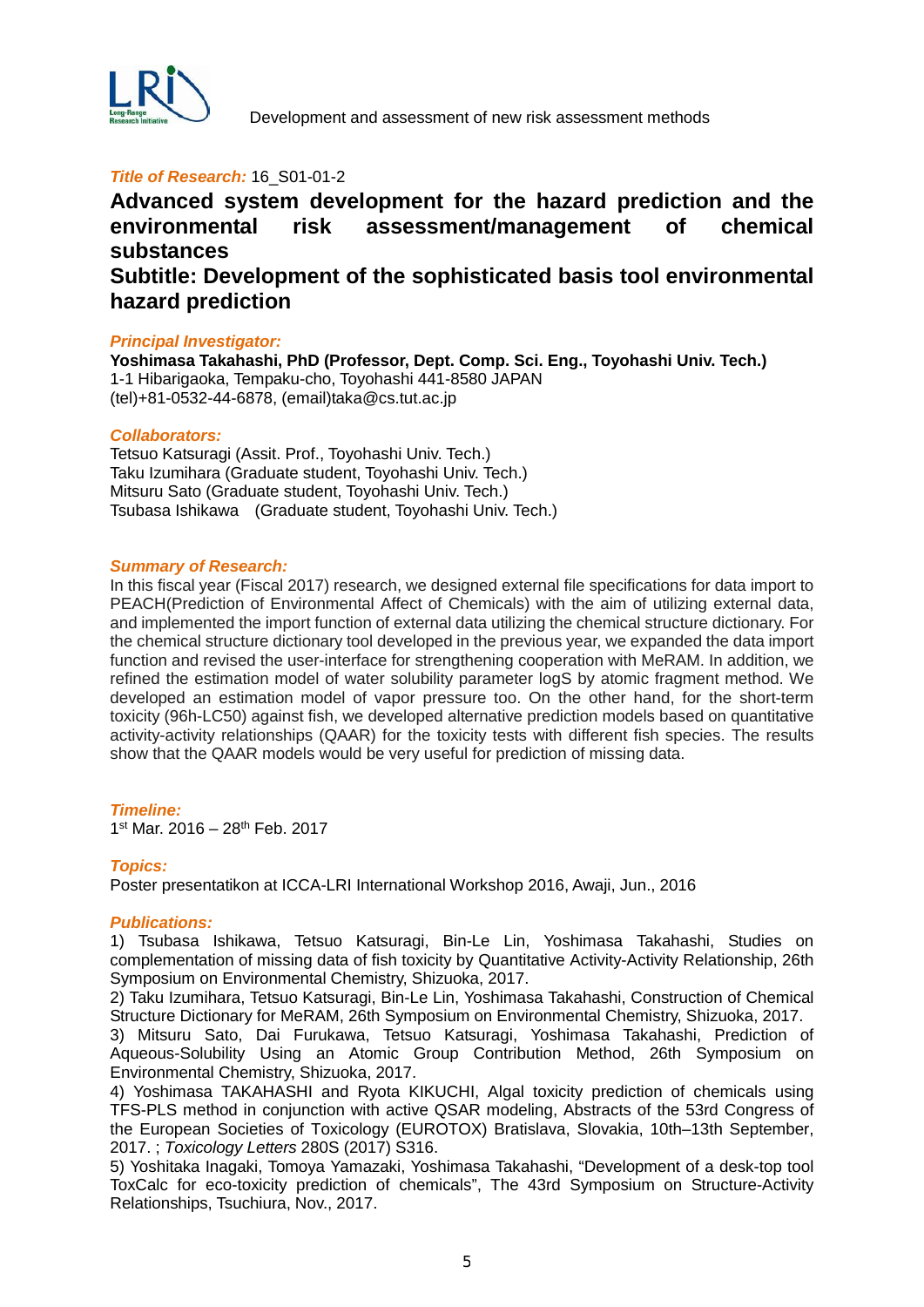*Title of Research:* 16_S01-01-2

# Advanced system development for the hazard prediction and the environmental risk assessment/management of chemical substances

## Subtitle: Development of the sophisticated basis tool environmental hazard prediction

*Principal Investigator:*

**Yoshimasa Takahashi, PhD (Professor, Dept. Comp. Sci. Eng., Toyohashi Univ. Tech.)**
1-1 Hibarigaoka, Tempaku-cho, Toyohashi 441-8580 JAPAN
(tel)+81-0532-44-6878, (email)taka@cs.tut.ac.jp

*Collaborators:*

Tetsuo Katsuragi (Assit. Prof., Toyohashi Univ. Tech.)
Taku Izumihara (Graduate student, Toyohashi Univ. Tech.)
Mitsuru Sato (Graduate student, Toyohashi Univ. Tech.)
Tsubasa Ishikawa (Graduate student, Toyohashi Univ. Tech.)

*Summary of Research:*

In this fiscal year (Fiscal 2017) research, we designed external file specifications for data import to PEACH(Prediction of Environmental Affect of Chemicals) with the aim of utilizing external data, and implemented the import function of external data utilizing the chemical structure dictionary. For the chemical structure dictionary tool developed in the previous year, we expanded the data import function and revised the user-interface for strengthening cooperation with MeRAM. In addition, we refined the estimation model of water solubility parameter logS by atomic fragment method. We developed an estimation model of vapor pressure too. On the other hand, for the short-term toxicity (96h-LC50) against fish, we developed alternative prediction models based on quantitative activity-activity relationships (QAAR) for the toxicity tests with different fish species. The results show that the QAAR models would be very useful for prediction of missing data.

*Timeline:*

1st Mar. 2016 – 28th Feb. 2017

*Topics:*

Poster presentatikon at ICCA-LRI International Workshop 2016, Awaji, Jun., 2016

*Publications:*

1) Tsubasa Ishikawa, Tetsuo Katsuragi, Bin-Le Lin, Yoshimasa Takahashi, Studies on complementation of missing data of fish toxicity by Quantitative Activity-Activity Relationship, 26th Symposium on Environmental Chemistry, Shizuoka, 2017.
2) Taku Izumihara, Tetsuo Katsuragi, Bin-Le Lin, Yoshimasa Takahashi, Construction of Chemical Structure Dictionary for MeRAM, 26th Symposium on Environmental Chemistry, Shizuoka, 2017.
3) Mitsuru Sato, Dai Furukawa, Tetsuo Katsuragi, Yoshimasa Takahashi, Prediction of Aqueous-Solubility Using an Atomic Group Contribution Method, 26th Symposium on Environmental Chemistry, Shizuoka, 2017.
4) Yoshimasa TAKAHASHI and Ryota KIKUCHI, Algal toxicity prediction of chemicals using TFS-PLS method in conjunction with active QSAR modeling, Abstracts of the 53rd Congress of the European Societies of Toxicology (EUROTOX) Bratislava, Slovakia, 10th–13th September, 2017. ; *Toxicology Letters* 280S (2017) S316.
5) Yoshitaka Inagaki, Tomoya Yamazaki, Yoshimasa Takahashi, "Development of a desk-top tool ToxCalc for eco-toxicity prediction of chemicals", The 43rd Symposium on Structure-Activity Relationships, Tsuchiura, Nov., 2017.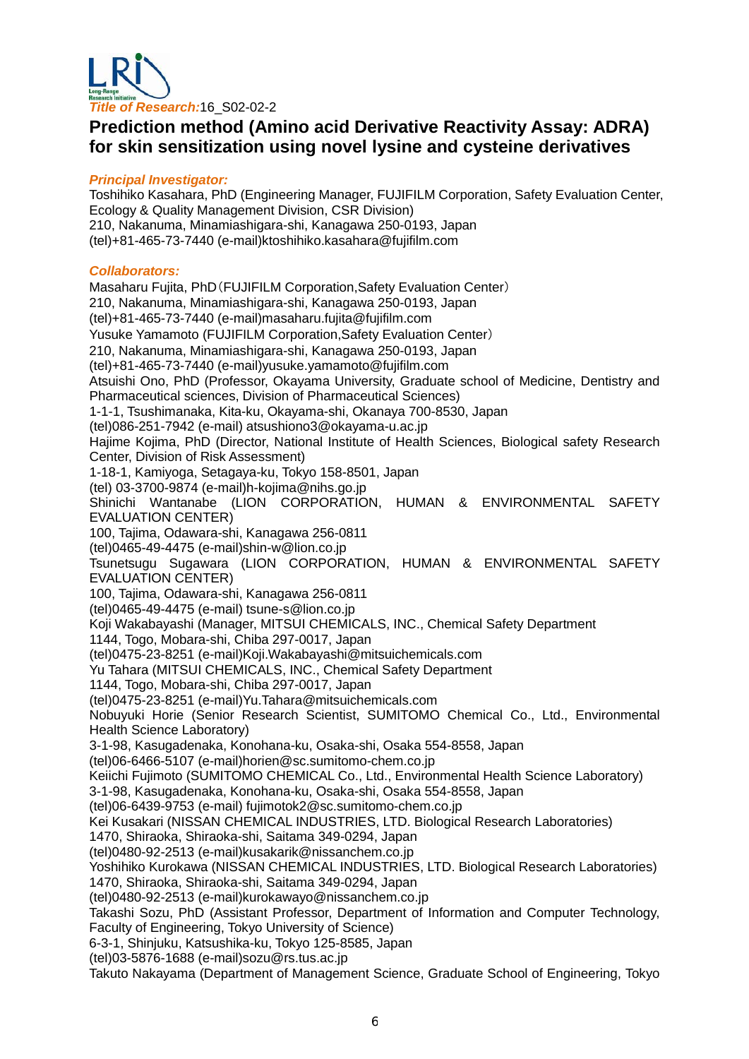*Title of Research:*16_S02-02-2

# Prediction method (Amino acid Derivative Reactivity Assay: ADRA) for skin sensitization using novel lysine and cysteine derivatives

***Principal Investigator:***

Toshihiko Kasahara, PhD (Engineering Manager, FUJIFILM Corporation, Safety Evaluation Center, Ecology & Quality Management Division, CSR Division)
210, Nakanuma, Minamiashigara-shi, Kanagawa 250-0193, Japan
(tel)+81-465-73-7440 (e-mail)ktoshihiko.kasahara@fujifilm.com

***Collaborators:***

Masaharu Fujita, PhD（FUJIFILM Corporation,Safety Evaluation Center）
210, Nakanuma, Minamiashigara-shi, Kanagawa 250-0193, Japan
(tel)+81-465-73-7440 (e-mail)masaharu.fujita@fujifilm.com
Yusuke Yamamoto (FUJIFILM Corporation,Safety Evaluation Center）
210, Nakanuma, Minamiashigara-shi, Kanagawa 250-0193, Japan
(tel)+81-465-73-7440 (e-mail)yusuke.yamamoto@fujifilm.com
Atsuishi Ono, PhD (Professor, Okayama University, Graduate school of Medicine, Dentistry and Pharmaceutical sciences, Division of Pharmaceutical Sciences)
1-1-1, Tsushimanaka, Kita-ku, Okayama-shi, Okanaya 700-8530, Japan
(tel)086-251-7942 (e-mail) atsushiono3@okayama-u.ac.jp
Hajime Kojima, PhD (Director, National Institute of Health Sciences, Biological safety Research Center, Division of Risk Assessment)
1-18-1, Kamiyoga, Setagaya-ku, Tokyo 158-8501, Japan
(tel) 03-3700-9874 (e-mail)h-kojima@nihs.go.jp
Shinichi Wantanabe (LION CORPORATION, HUMAN & ENVIRONMENTAL SAFETY EVALUATION CENTER)
100, Tajima, Odawara-shi, Kanagawa 256-0811
(tel)0465-49-4475 (e-mail)shin-w@lion.co.jp
Tsunetsugu Sugawara (LION CORPORATION, HUMAN & ENVIRONMENTAL SAFETY EVALUATION CENTER)
100, Tajima, Odawara-shi, Kanagawa 256-0811
(tel)0465-49-4475 (e-mail) tsune-s@lion.co.jp
Koji Wakabayashi (Manager, MITSUI CHEMICALS, INC., Chemical Safety Department
1144, Togo, Mobara-shi, Chiba 297-0017, Japan
(tel)0475-23-8251 (e-mail)Koji.Wakabayashi@mitsuichemicals.com
Yu Tahara (MITSUI CHEMICALS, INC., Chemical Safety Department
1144, Togo, Mobara-shi, Chiba 297-0017, Japan
(tel)0475-23-8251 (e-mail)Yu.Tahara@mitsuichemicals.com
Nobuyuki Horie (Senior Research Scientist, SUMITOMO Chemical Co., Ltd., Environmental Health Science Laboratory)
3-1-98, Kasugadenaka, Konohana-ku, Osaka-shi, Osaka 554-8558, Japan
(tel)06-6466-5107 (e-mail)horien@sc.sumitomo-chem.co.jp
Keiichi Fujimoto (SUMITOMO CHEMICAL Co., Ltd., Environmental Health Science Laboratory)
3-1-98, Kasugadenaka, Konohana-ku, Osaka-shi, Osaka 554-8558, Japan
(tel)06-6439-9753 (e-mail) fujimotok2@sc.sumitomo-chem.co.jp
Kei Kusakari (NISSAN CHEMICAL INDUSTRIES, LTD. Biological Research Laboratories)
1470, Shiraoka, Shiraoka-shi, Saitama 349-0294, Japan
(tel)0480-92-2513 (e-mail)kusakarik@nissanchem.co.jp
Yoshihiko Kurokawa (NISSAN CHEMICAL INDUSTRIES, LTD. Biological Research Laboratories)
1470, Shiraoka, Shiraoka-shi, Saitama 349-0294, Japan
(tel)0480-92-2513 (e-mail)kurokawayo@nissanchem.co.jp
Takashi Sozu, PhD (Assistant Professor, Department of Information and Computer Technology, Faculty of Engineering, Tokyo University of Science)
6-3-1, Shinjuku, Katsushika-ku, Tokyo 125-8585, Japan
(tel)03-5876-1688 (e-mail)sozu@rs.tus.ac.jp
Takuto Nakayama (Department of Management Science, Graduate School of Engineering, Tokyo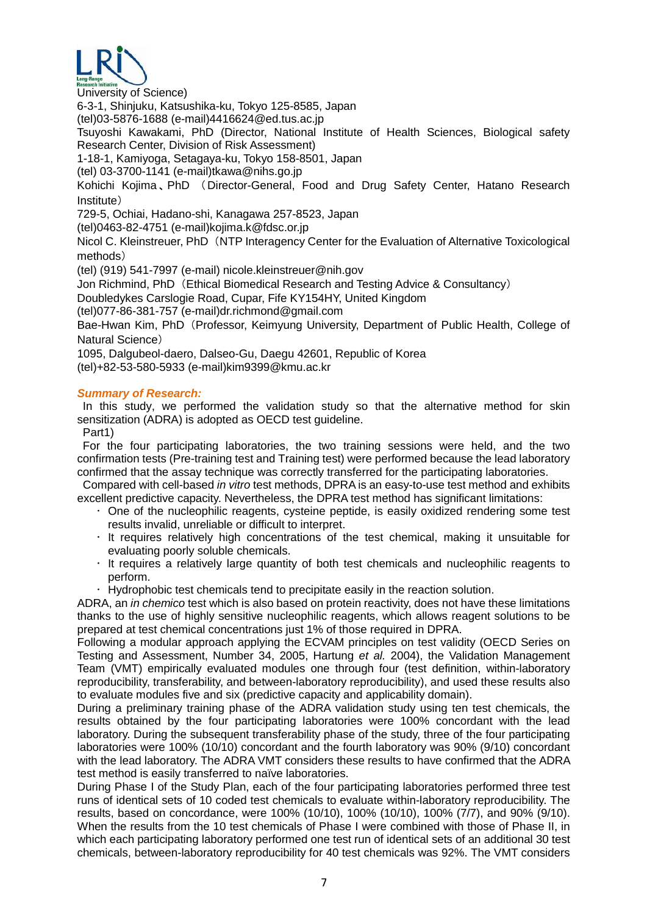University of Science)
6-3-1, Shinjuku, Katsushika-ku, Tokyo 125-8585, Japan
(tel)03-5876-1688 (e-mail)4416624@ed.tus.ac.jp
Tsuyoshi Kawakami, PhD (Director, National Institute of Health Sciences, Biological safety Research Center, Division of Risk Assessment)
1-18-1, Kamiyoga, Setagaya-ku, Tokyo 158-8501, Japan
(tel) 03-3700-1141 (e-mail)tkawa@nihs.go.jp
Kohichi Kojima、PhD （Director-General, Food and Drug Safety Center, Hatano Research Institute）
729-5, Ochiai, Hadano-shi, Kanagawa 257-8523, Japan
(tel)0463-82-4751 (e-mail)kojima.k@fdsc.or.jp
Nicol C. Kleinstreuer, PhD（NTP Interagency Center for the Evaluation of Alternative Toxicological methods）
(tel) (919) 541-7997 (e-mail) nicole.kleinstreuer@nih.gov
Jon Richmind, PhD（Ethical Biomedical Research and Testing Advice & Consultancy）
Doubledykes Carslogie Road, Cupar, Fife KY154HY, United Kingdom
(tel)077-86-381-757 (e-mail)dr.richmond@gmail.com
Bae-Hwan Kim, PhD（Professor, Keimyung University, Department of Public Health, College of Natural Science）
1095, Dalgubeol-daero, Dalseo-Gu, Daegu 42601, Republic of Korea
(tel)+82-53-580-5933 (e-mail)kim9399@kmu.ac.kr

***Summary of Research:***

In this study, we performed the validation study so that the alternative method for skin sensitization (ADRA) is adopted as OECD test guideline.

Part1)

For the four participating laboratories, the two training sessions were held, and the two confirmation tests (Pre-training test and Training test) were performed because the lead laboratory confirmed that the assay technique was correctly transferred for the participating laboratories.

Compared with cell-based *in vitro* test methods, DPRA is an easy-to-use test method and exhibits excellent predictive capacity. Nevertheless, the DPRA test method has significant limitations:

- One of the nucleophilic reagents, cysteine peptide, is easily oxidized rendering some test results invalid, unreliable or difficult to interpret.
- It requires relatively high concentrations of the test chemical, making it unsuitable for evaluating poorly soluble chemicals.
- It requires a relatively large quantity of both test chemicals and nucleophilic reagents to perform.
- Hydrophobic test chemicals tend to precipitate easily in the reaction solution.

ADRA, an *in chemico* test which is also based on protein reactivity, does not have these limitations thanks to the use of highly sensitive nucleophilic reagents, which allows reagent solutions to be prepared at test chemical concentrations just 1% of those required in DPRA.

Following a modular approach applying the ECVAM principles on test validity (OECD Series on Testing and Assessment, Number 34, 2005, Hartung *et al.* 2004), the Validation Management Team (VMT) empirically evaluated modules one through four (test definition, within-laboratory reproducibility, transferability, and between-laboratory reproducibility), and used these results also to evaluate modules five and six (predictive capacity and applicability domain).

During a preliminary training phase of the ADRA validation study using ten test chemicals, the results obtained by the four participating laboratories were 100% concordant with the lead laboratory. During the subsequent transferability phase of the study, three of the four participating laboratories were 100% (10/10) concordant and the fourth laboratory was 90% (9/10) concordant with the lead laboratory. The ADRA VMT considers these results to have confirmed that the ADRA test method is easily transferred to naïve laboratories.

During Phase I of the Study Plan, each of the four participating laboratories performed three test runs of identical sets of 10 coded test chemicals to evaluate within-laboratory reproducibility. The results, based on concordance, were 100% (10/10), 100% (10/10), 100% (7/7), and 90% (9/10). When the results from the 10 test chemicals of Phase I were combined with those of Phase II, in which each participating laboratory performed one test run of identical sets of an additional 30 test chemicals, between-laboratory reproducibility for 40 test chemicals was 92%. The VMT considers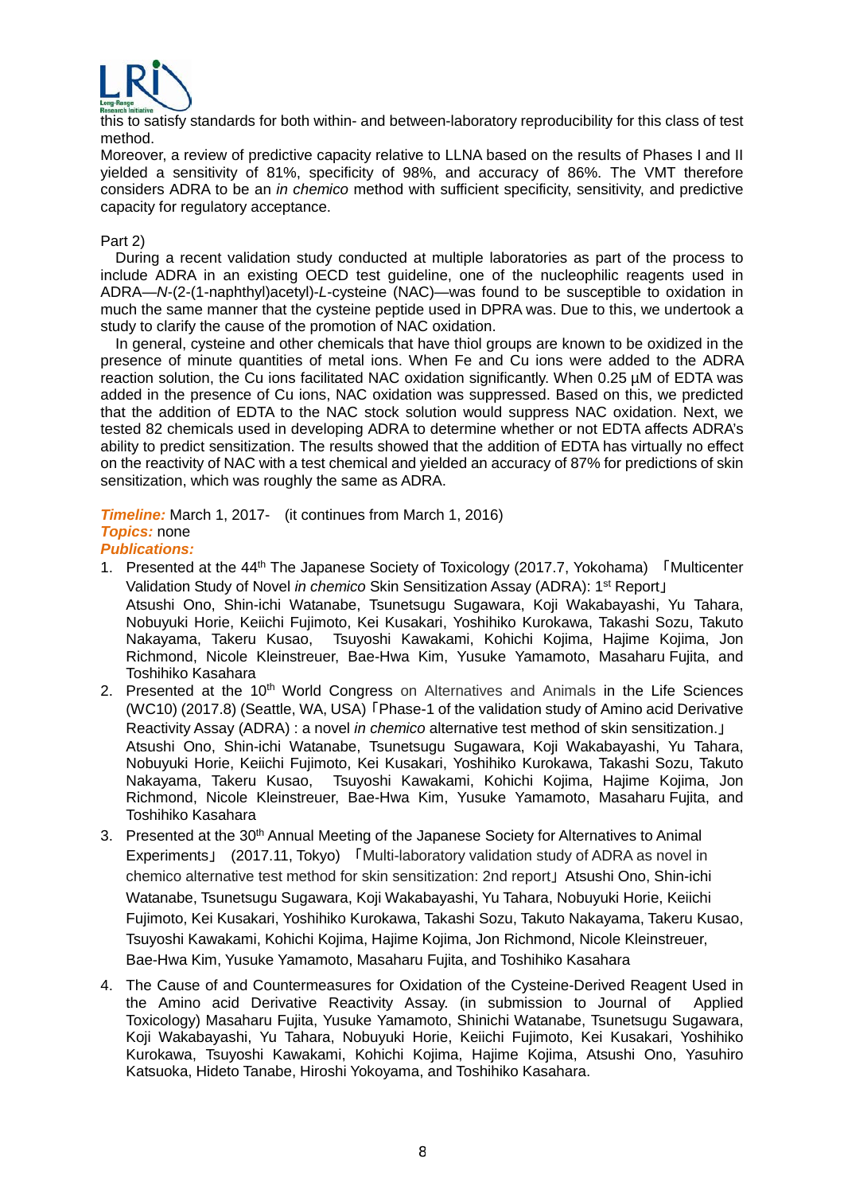this to satisfy standards for both within- and between-laboratory reproducibility for this class of test method.

Moreover, a review of predictive capacity relative to LLNA based on the results of Phases I and II yielded a sensitivity of 81%, specificity of 98%, and accuracy of 86%. The VMT therefore considers ADRA to be an *in chemico* method with sufficient specificity, sensitivity, and predictive capacity for regulatory acceptance.

Part 2)

During a recent validation study conducted at multiple laboratories as part of the process to include ADRA in an existing OECD test guideline, one of the nucleophilic reagents used in ADRA—*N*-(2-(1-naphthyl)acetyl)-*L*-cysteine (NAC)—was found to be susceptible to oxidation in much the same manner that the cysteine peptide used in DPRA was. Due to this, we undertook a study to clarify the cause of the promotion of NAC oxidation.

In general, cysteine and other chemicals that have thiol groups are known to be oxidized in the presence of minute quantities of metal ions. When Fe and Cu ions were added to the ADRA reaction solution, the Cu ions facilitated NAC oxidation significantly. When 0.25 µM of EDTA was added in the presence of Cu ions, NAC oxidation was suppressed. Based on this, we predicted that the addition of EDTA to the NAC stock solution would suppress NAC oxidation. Next, we tested 82 chemicals used in developing ADRA to determine whether or not EDTA affects ADRA's ability to predict sensitization. The results showed that the addition of EDTA has virtually no effect on the reactivity of NAC with a test chemical and yielded an accuracy of 87% for predictions of skin sensitization, which was roughly the same as ADRA.

***Timeline:*** March 1, 2017- (it continues from March 1, 2016)
***Topics:*** none
***Publications:***

1. Presented at the 44th The Japanese Society of Toxicology (2017.7, Yokohama) 「Multicenter Validation Study of Novel *in chemico* Skin Sensitization Assay (ADRA): 1st Report」
   Atsushi Ono, Shin-ichi Watanabe, Tsunetsugu Sugawara, Koji Wakabayashi, Yu Tahara, Nobuyuki Horie, Keiichi Fujimoto, Kei Kusakari, Yoshihiko Kurokawa, Takashi Sozu, Takuto Nakayama, Takeru Kusao, Tsuyoshi Kawakami, Kohichi Kojima, Hajime Kojima, Jon Richmond, Nicole Kleinstreuer, Bae-Hwa Kim, Yusuke Yamamoto, Masaharu Fujita, and Toshihiko Kasahara
2. Presented at the 10th World Congress on Alternatives and Animals in the Life Sciences (WC10) (2017.8) (Seattle, WA, USA)「Phase-1 of the validation study of Amino acid Derivative Reactivity Assay (ADRA) : a novel *in chemico* alternative test method of skin sensitization.」
   Atsushi Ono, Shin-ichi Watanabe, Tsunetsugu Sugawara, Koji Wakabayashi, Yu Tahara, Nobuyuki Horie, Keiichi Fujimoto, Kei Kusakari, Yoshihiko Kurokawa, Takashi Sozu, Takuto Nakayama, Takeru Kusao, Tsuyoshi Kawakami, Kohichi Kojima, Hajime Kojima, Jon Richmond, Nicole Kleinstreuer, Bae-Hwa Kim, Yusuke Yamamoto, Masaharu Fujita, and Toshihiko Kasahara
3. Presented at the 30th Annual Meeting of the Japanese Society for Alternatives to Animal Experiments」 (2017.11, Tokyo) 「Multi-laboratory validation study of ADRA as novel in chemico alternative test method for skin sensitization: 2nd report」 Atsushi Ono, Shin-ichi Watanabe, Tsunetsugu Sugawara, Koji Wakabayashi, Yu Tahara, Nobuyuki Horie, Keiichi Fujimoto, Kei Kusakari, Yoshihiko Kurokawa, Takashi Sozu, Takuto Nakayama, Takeru Kusao, Tsuyoshi Kawakami, Kohichi Kojima, Hajime Kojima, Jon Richmond, Nicole Kleinstreuer, Bae-Hwa Kim, Yusuke Yamamoto, Masaharu Fujita, and Toshihiko Kasahara
4. The Cause of and Countermeasures for Oxidation of the Cysteine-Derived Reagent Used in the Amino acid Derivative Reactivity Assay. (in submission to Journal of Applied Toxicology) Masaharu Fujita, Yusuke Yamamoto, Shinichi Watanabe, Tsunetsugu Sugawara, Koji Wakabayashi, Yu Tahara, Nobuyuki Horie, Keiichi Fujimoto, Kei Kusakari, Yoshihiko Kurokawa, Tsuyoshi Kawakami, Kohichi Kojima, Hajime Kojima, Atsushi Ono, Yasuhiro Katsuoka, Hideto Tanabe, Hiroshi Yokoyama, and Toshihiko Kasahara.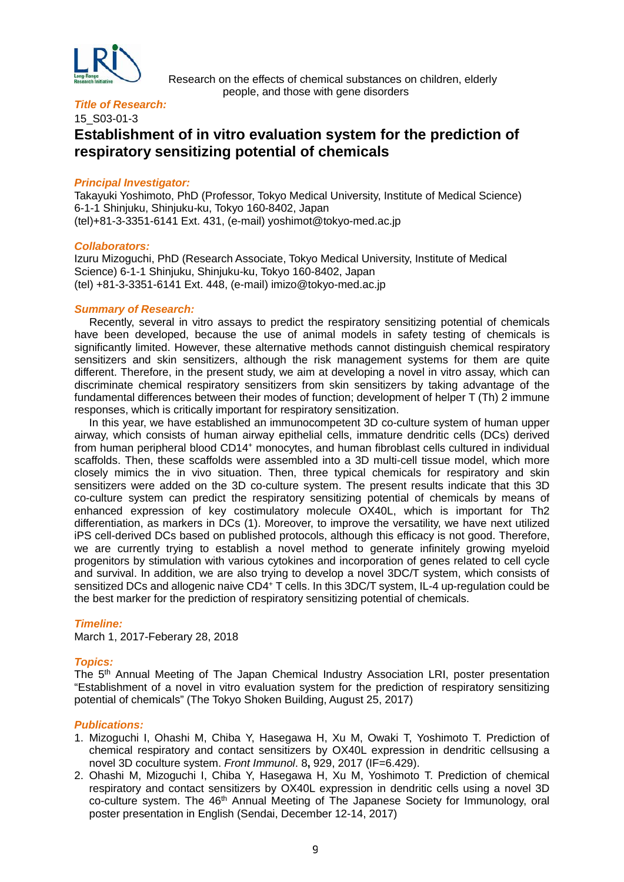Research on the effects of chemical substances on children, elderly people, and those with gene disorders

***Title of Research:***

15_S03-01-3

# Establishment of in vitro evaluation system for the prediction of respiratory sensitizing potential of chemicals

***Principal Investigator:***

Takayuki Yoshimoto, PhD (Professor, Tokyo Medical University, Institute of Medical Science)
6-1-1 Shinjuku, Shinjuku-ku, Tokyo 160-8402, Japan
(tel)+81-3-3351-6141 Ext. 431, (e-mail) yoshimot@tokyo-med.ac.jp

***Collaborators:***

Izuru Mizoguchi, PhD (Research Associate, Tokyo Medical University, Institute of Medical Science) 6-1-1 Shinjuku, Shinjuku-ku, Tokyo 160-8402, Japan
(tel) +81-3-3351-6141 Ext. 448, (e-mail) imizo@tokyo-med.ac.jp

***Summary of Research:***

Recently, several in vitro assays to predict the respiratory sensitizing potential of chemicals have been developed, because the use of animal models in safety testing of chemicals is significantly limited. However, these alternative methods cannot distinguish chemical respiratory sensitizers and skin sensitizers, although the risk management systems for them are quite different. Therefore, in the present study, we aim at developing a novel in vitro assay, which can discriminate chemical respiratory sensitizers from skin sensitizers by taking advantage of the fundamental differences between their modes of function; development of helper T (Th) 2 immune responses, which is critically important for respiratory sensitization.

In this year, we have established an immunocompetent 3D co-culture system of human upper airway, which consists of human airway epithelial cells, immature dendritic cells (DCs) derived from human peripheral blood $CD14^+$ monocytes, and human fibroblast cells cultured in individual scaffolds. Then, these scaffolds were assembled into a 3D multi-cell tissue model, which more closely mimics the in vivo situation. Then, three typical chemicals for respiratory and skin sensitizers were added on the 3D co-culture system. The present results indicate that this 3D co-culture system can predict the respiratory sensitizing potential of chemicals by means of enhanced expression of key costimulatory molecule OX40L, which is important for Th2 differentiation, as markers in DCs (1). Moreover, to improve the versatility, we have next utilized iPS cell-derived DCs based on published protocols, although this efficacy is not good. Therefore, we are currently trying to establish a novel method to generate infinitely growing myeloid progenitors by stimulation with various cytokines and incorporation of genes related to cell cycle and survival. In addition, we are also trying to develop a novel 3DC/T system, which consists of sensitized DCs and allogenic naive $CD4^+$ T cells. In this 3DC/T system, IL-4 up-regulation could be the best marker for the prediction of respiratory sensitizing potential of chemicals.

***Timeline:***

March 1, 2017-Feberary 28, 2018

***Topics:***

The 5th Annual Meeting of The Japan Chemical Industry Association LRI, poster presentation "Establishment of a novel in vitro evaluation system for the prediction of respiratory sensitizing potential of chemicals" (The Tokyo Shoken Building, August 25, 2017)

***Publications:***

1. Mizoguchi I, Ohashi M, Chiba Y, Hasegawa H, Xu M, Owaki T, Yoshimoto T. Prediction of chemical respiratory and contact sensitizers by OX40L expression in dendritic cellsusing a novel 3D coculture system. *Front Immunol*. 8**,** 929, 2017 (IF=6.429).
2. Ohashi M, Mizoguchi I, Chiba Y, Hasegawa H, Xu M, Yoshimoto T. Prediction of chemical respiratory and contact sensitizers by OX40L expression in dendritic cells using a novel 3D co-culture system. The 46th Annual Meeting of The Japanese Society for Immunology, oral poster presentation in English (Sendai, December 12-14, 2017)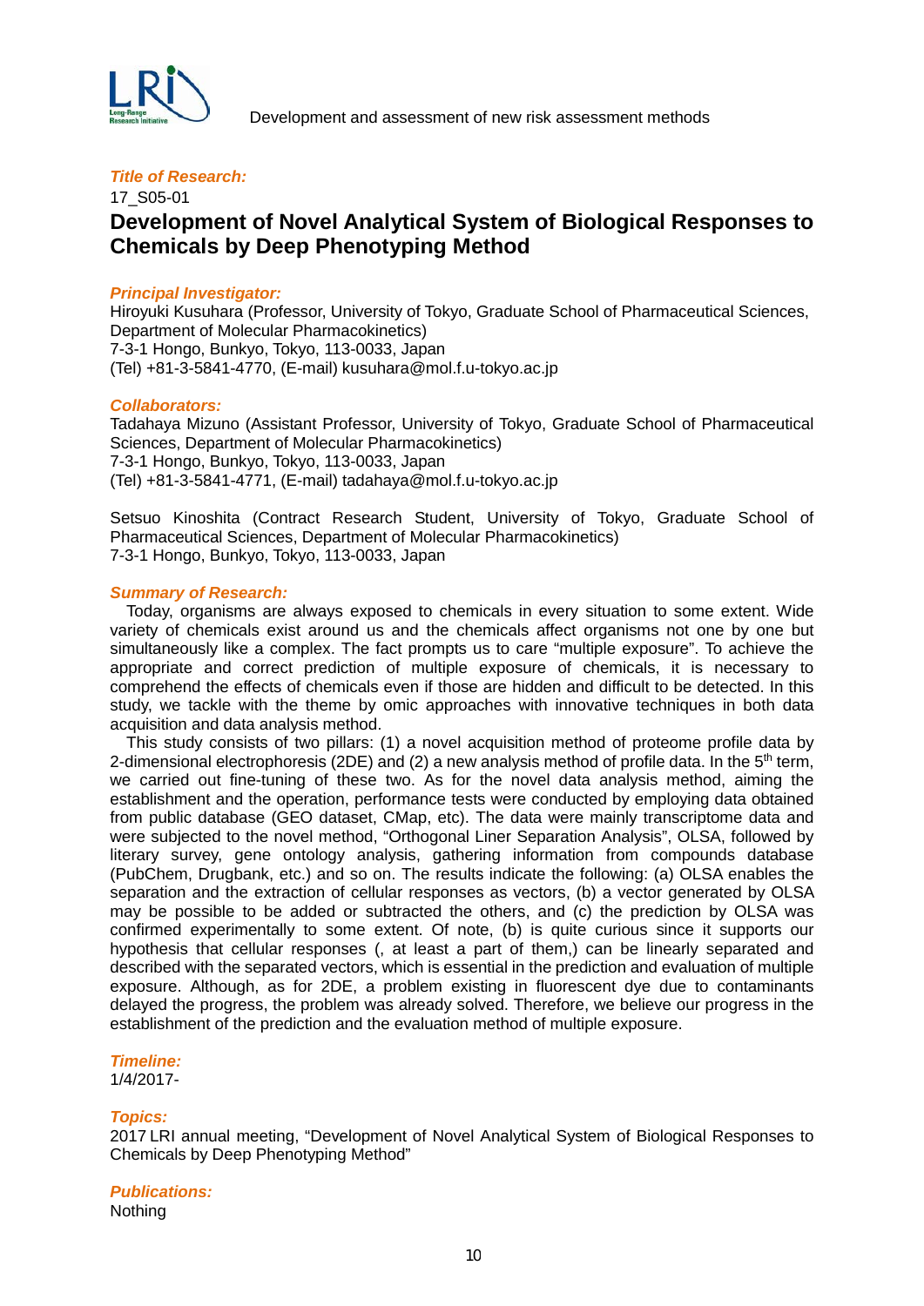*Title of Research:*

17_S05-01

## Development of Novel Analytical System of Biological Responses to Chemicals by Deep Phenotyping Method

*Principal Investigator:*

Hiroyuki Kusuhara (Professor, University of Tokyo, Graduate School of Pharmaceutical Sciences, Department of Molecular Pharmacokinetics)
7-3-1 Hongo, Bunkyo, Tokyo, 113-0033, Japan
(Tel) +81-3-5841-4770, (E-mail) kusuhara@mol.f.u-tokyo.ac.jp

*Collaborators:*

Tadahaya Mizuno (Assistant Professor, University of Tokyo, Graduate School of Pharmaceutical Sciences, Department of Molecular Pharmacokinetics)
7-3-1 Hongo, Bunkyo, Tokyo, 113-0033, Japan
(Tel) +81-3-5841-4771, (E-mail) tadahaya@mol.f.u-tokyo.ac.jp

Setsuo Kinoshita (Contract Research Student, University of Tokyo, Graduate School of Pharmaceutical Sciences, Department of Molecular Pharmacokinetics)
7-3-1 Hongo, Bunkyo, Tokyo, 113-0033, Japan

*Summary of Research:*

Today, organisms are always exposed to chemicals in every situation to some extent. Wide variety of chemicals exist around us and the chemicals affect organisms not one by one but simultaneously like a complex. The fact prompts us to care "multiple exposure". To achieve the appropriate and correct prediction of multiple exposure of chemicals, it is necessary to comprehend the effects of chemicals even if those are hidden and difficult to be detected. In this study, we tackle with the theme by omic approaches with innovative techniques in both data acquisition and data analysis method.

This study consists of two pillars: (1) a novel acquisition method of proteome profile data by 2-dimensional electrophoresis (2DE) and (2) a new analysis method of profile data. In the 5th term, we carried out fine-tuning of these two. As for the novel data analysis method, aiming the establishment and the operation, performance tests were conducted by employing data obtained from public database (GEO dataset, CMap, etc). The data were mainly transcriptome data and were subjected to the novel method, "Orthogonal Liner Separation Analysis", OLSA, followed by literary survey, gene ontology analysis, gathering information from compounds database (PubChem, Drugbank, etc.) and so on. The results indicate the following: (a) OLSA enables the separation and the extraction of cellular responses as vectors, (b) a vector generated by OLSA may be possible to be added or subtracted the others, and (c) the prediction by OLSA was confirmed experimentally to some extent. Of note, (b) is quite curious since it supports our hypothesis that cellular responses (, at least a part of them,) can be linearly separated and described with the separated vectors, which is essential in the prediction and evaluation of multiple exposure. Although, as for 2DE, a problem existing in fluorescent dye due to contaminants delayed the progress, the problem was already solved. Therefore, we believe our progress in the establishment of the prediction and the evaluation method of multiple exposure.

*Timeline:*

1/4/2017-

*Topics:*

2017 LRI annual meeting, "Development of Novel Analytical System of Biological Responses to Chemicals by Deep Phenotyping Method"

*Publications:*

Nothing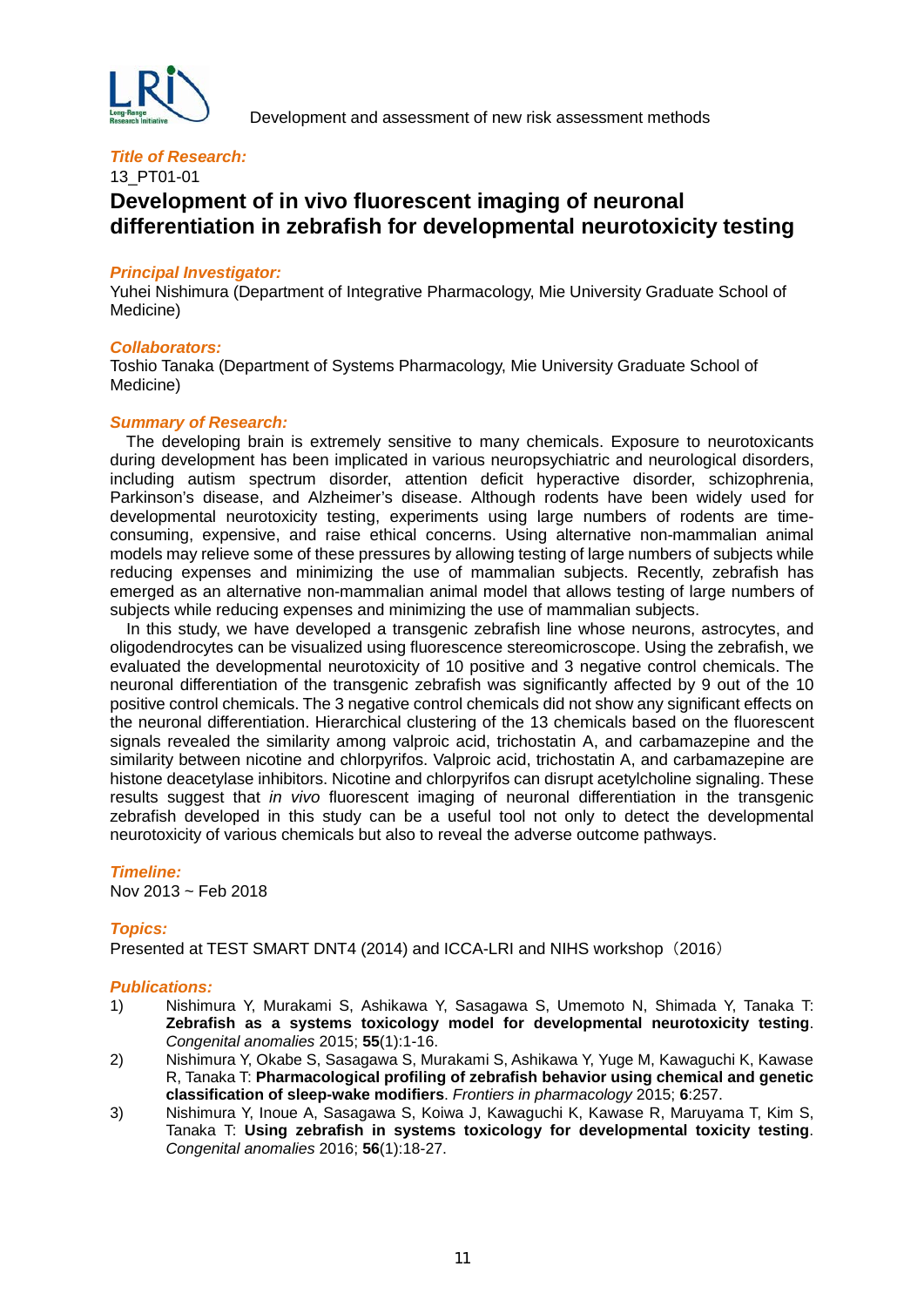Development and assessment of new risk assessment methods

***Title of Research:***

13_PT01-01

# Development of in vivo fluorescent imaging of neuronal differentiation in zebrafish for developmental neurotoxicity testing

***Principal Investigator:***

Yuhei Nishimura (Department of Integrative Pharmacology, Mie University Graduate School of Medicine)

***Collaborators:***

Toshio Tanaka (Department of Systems Pharmacology, Mie University Graduate School of Medicine)

***Summary of Research:***

The developing brain is extremely sensitive to many chemicals. Exposure to neurotoxicants during development has been implicated in various neuropsychiatric and neurological disorders, including autism spectrum disorder, attention deficit hyperactive disorder, schizophrenia, Parkinson's disease, and Alzheimer's disease. Although rodents have been widely used for developmental neurotoxicity testing, experiments using large numbers of rodents are time-consuming, expensive, and raise ethical concerns. Using alternative non-mammalian animal models may relieve some of these pressures by allowing testing of large numbers of subjects while reducing expenses and minimizing the use of mammalian subjects. Recently, zebrafish has emerged as an alternative non-mammalian animal model that allows testing of large numbers of subjects while reducing expenses and minimizing the use of mammalian subjects.

In this study, we have developed a transgenic zebrafish line whose neurons, astrocytes, and oligodendrocytes can be visualized using fluorescence stereomicroscope. Using the zebrafish, we evaluated the developmental neurotoxicity of 10 positive and 3 negative control chemicals. The neuronal differentiation of the transgenic zebrafish was significantly affected by 9 out of the 10 positive control chemicals. The 3 negative control chemicals did not show any significant effects on the neuronal differentiation. Hierarchical clustering of the 13 chemicals based on the fluorescent signals revealed the similarity among valproic acid, trichostatin A, and carbamazepine and the similarity between nicotine and chlorpyrifos. Valproic acid, trichostatin A, and carbamazepine are histone deacetylase inhibitors. Nicotine and chlorpyrifos can disrupt acetylcholine signaling. These results suggest that *in vivo* fluorescent imaging of neuronal differentiation in the transgenic zebrafish developed in this study can be a useful tool not only to detect the developmental neurotoxicity of various chemicals but also to reveal the adverse outcome pathways.

***Timeline:***

Nov 2013 ~ Feb 2018

***Topics:***

Presented at TEST SMART DNT4 (2014) and ICCA-LRI and NIHS workshop（2016）

***Publications:***

1) Nishimura Y, Murakami S, Ashikawa Y, Sasagawa S, Umemoto N, Shimada Y, Tanaka T: **Zebrafish as a systems toxicology model for developmental neurotoxicity testing**. *Congenital anomalies* 2015; **55**(1):1-16.
2) Nishimura Y, Okabe S, Sasagawa S, Murakami S, Ashikawa Y, Yuge M, Kawaguchi K, Kawase R, Tanaka T: **Pharmacological profiling of zebrafish behavior using chemical and genetic classification of sleep-wake modifiers**. *Frontiers in pharmacology* 2015; **6**:257.
3) Nishimura Y, Inoue A, Sasagawa S, Koiwa J, Kawaguchi K, Kawase R, Maruyama T, Kim S, Tanaka T: **Using zebrafish in systems toxicology for developmental toxicity testing**. *Congenital anomalies* 2016; **56**(1):18-27.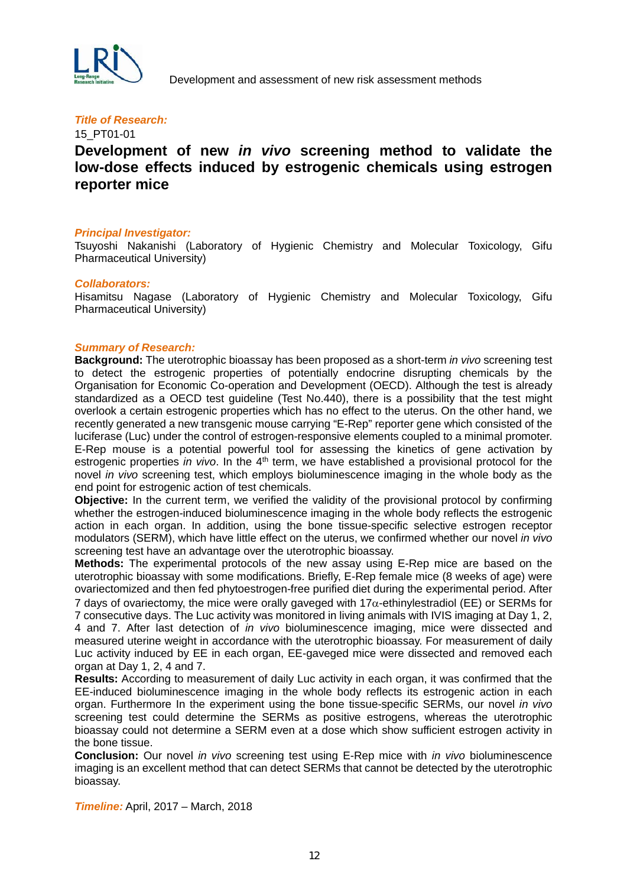*Title of Research:*

15_PT01-01

# Development of new *in vivo* screening method to validate the low-dose effects induced by estrogenic chemicals using estrogen reporter mice

*Principal Investigator:*

Tsuyoshi Nakanishi (Laboratory of Hygienic Chemistry and Molecular Toxicology, Gifu Pharmaceutical University)

*Collaborators:*

Hisamitsu Nagase (Laboratory of Hygienic Chemistry and Molecular Toxicology, Gifu Pharmaceutical University)

*Summary of Research:*

**Background:** The uterotrophic bioassay has been proposed as a short-term *in vivo* screening test to detect the estrogenic properties of potentially endocrine disrupting chemicals by the Organisation for Economic Co-operation and Development (OECD). Although the test is already standardized as a OECD test guideline (Test No.440), there is a possibility that the test might overlook a certain estrogenic properties which has no effect to the uterus. On the other hand, we recently generated a new transgenic mouse carrying "E-Rep" reporter gene which consisted of the luciferase (Luc) under the control of estrogen-responsive elements coupled to a minimal promoter. E-Rep mouse is a potential powerful tool for assessing the kinetics of gene activation by estrogenic properties *in vivo*. In the 4th term, we have established a provisional protocol for the novel *in vivo* screening test, which employs bioluminescence imaging in the whole body as the end point for estrogenic action of test chemicals.

**Objective:** In the current term, we verified the validity of the provisional protocol by confirming whether the estrogen-induced bioluminescence imaging in the whole body reflects the estrogenic action in each organ. In addition, using the bone tissue-specific selective estrogen receptor modulators (SERM), which have little effect on the uterus, we confirmed whether our novel *in vivo* screening test have an advantage over the uterotrophic bioassay.

**Methods:** The experimental protocols of the new assay using E-Rep mice are based on the uterotrophic bioassay with some modifications. Briefly, E-Rep female mice (8 weeks of age) were ovariectomized and then fed phytoestrogen-free purified diet during the experimental period. After 7 days of ovariectomy, the mice were orally gaveged with 17$\alpha$-ethinylestradiol (EE) or SERMs for 7 consecutive days. The Luc activity was monitored in living animals with IVIS imaging at Day 1, 2, 4 and 7. After last detection of *in vivo* bioluminescence imaging, mice were dissected and measured uterine weight in accordance with the uterotrophic bioassay. For measurement of daily Luc activity induced by EE in each organ, EE-gaveged mice were dissected and removed each organ at Day 1, 2, 4 and 7.

**Results:** According to measurement of daily Luc activity in each organ, it was confirmed that the EE-induced bioluminescence imaging in the whole body reflects its estrogenic action in each organ. Furthermore In the experiment using the bone tissue-specific SERMs, our novel *in vivo* screening test could determine the SERMs as positive estrogens, whereas the uterotrophic bioassay could not determine a SERM even at a dose which show sufficient estrogen activity in the bone tissue.

**Conclusion:** Our novel *in vivo* screening test using E-Rep mice with *in vivo* bioluminescence imaging is an excellent method that can detect SERMs that cannot be detected by the uterotrophic bioassay.

*Timeline:* April, 2017 – March, 2018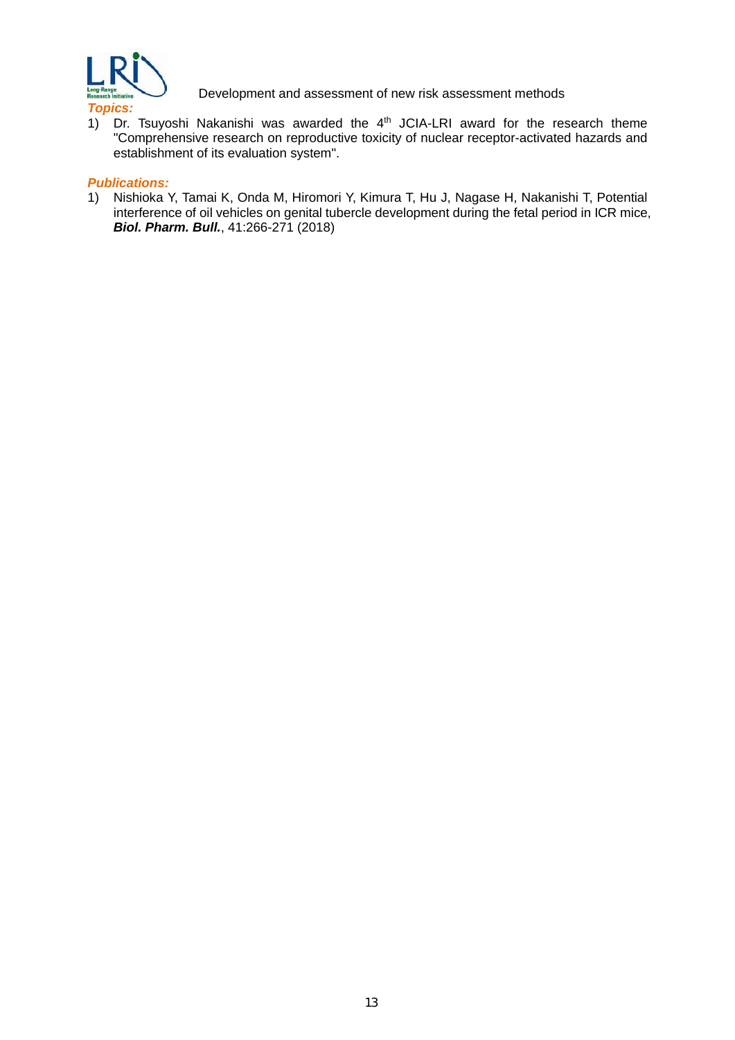Development and assessment of new risk assessment methods

***Topics:***

1) Dr. Tsuyoshi Nakanishi was awarded the 4th JCIA-LRI award for the research theme "Comprehensive research on reproductive toxicity of nuclear receptor-activated hazards and establishment of its evaluation system".

***Publications:***

1) Nishioka Y, Tamai K, Onda M, Hiromori Y, Kimura T, Hu J, Nagase H, Nakanishi T, Potential interference of oil vehicles on genital tubercle development during the fetal period in ICR mice, ***Biol. Pharm. Bull.***, 41:266-271 (2018)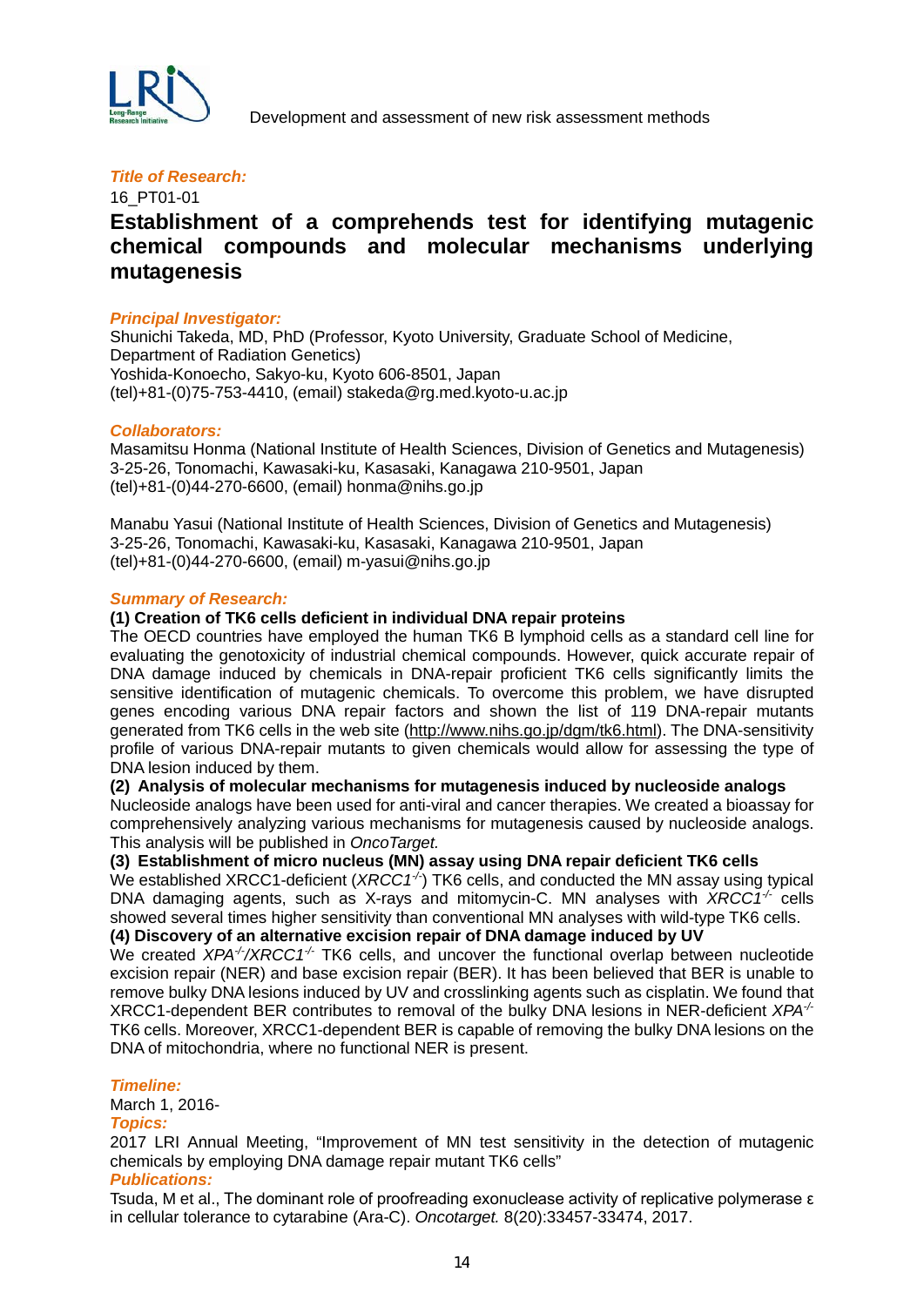Development and assessment of new risk assessment methods

***Title of Research:***

16_PT01-01

# Establishment of a comprehends test for identifying mutagenic chemical compounds and molecular mechanisms underlying mutagenesis

***Principal Investigator:***

Shunichi Takeda, MD, PhD (Professor, Kyoto University, Graduate School of Medicine, Department of Radiation Genetics)
Yoshida-Konoecho, Sakyo-ku, Kyoto 606-8501, Japan
(tel)+81-(0)75-753-4410, (email) stakeda@rg.med.kyoto-u.ac.jp

***Collaborators:***

Masamitsu Honma (National Institute of Health Sciences, Division of Genetics and Mutagenesis)
3-25-26, Tonomachi, Kawasaki-ku, Kasasaki, Kanagawa 210-9501, Japan
(tel)+81-(0)44-270-6600, (email) honma@nihs.go.jp

Manabu Yasui (National Institute of Health Sciences, Division of Genetics and Mutagenesis)
3-25-26, Tonomachi, Kawasaki-ku, Kasasaki, Kanagawa 210-9501, Japan
(tel)+81-(0)44-270-6600, (email) m-yasui@nihs.go.jp

***Summary of Research:***

**(1) Creation of TK6 cells deficient in individual DNA repair proteins**

The OECD countries have employed the human TK6 B lymphoid cells as a standard cell line for evaluating the genotoxicity of industrial chemical compounds. However, quick accurate repair of DNA damage induced by chemicals in DNA-repair proficient TK6 cells significantly limits the sensitive identification of mutagenic chemicals. To overcome this problem, we have disrupted genes encoding various DNA repair factors and shown the list of 119 DNA-repair mutants generated from TK6 cells in the web site (http://www.nihs.go.jp/dgm/tk6.html). The DNA-sensitivity profile of various DNA-repair mutants to given chemicals would allow for assessing the type of DNA lesion induced by them.

**(2) Analysis of molecular mechanisms for mutagenesis induced by nucleoside analogs**

Nucleoside analogs have been used for anti-viral and cancer therapies. We created a bioassay for comprehensively analyzing various mechanisms for mutagenesis caused by nucleoside analogs. This analysis will be published in *OncoTarget.*

**(3) Establishment of micro nucleus (MN) assay using DNA repair deficient TK6 cells**

We established XRCC1-deficient (*XRCC1*$^{-/-}$) TK6 cells, and conducted the MN assay using typical DNA damaging agents, such as X-rays and mitomycin-C. MN analyses with *XRCC1*$^{-/-}$ cells showed several times higher sensitivity than conventional MN analyses with wild-type TK6 cells.

**(4) Discovery of an alternative excision repair of DNA damage induced by UV**

We created *XPA*$^{-/-}$/*XRCC1*$^{-/-}$ TK6 cells, and uncover the functional overlap between nucleotide excision repair (NER) and base excision repair (BER). It has been believed that BER is unable to remove bulky DNA lesions induced by UV and crosslinking agents such as cisplatin. We found that XRCC1-dependent BER contributes to removal of the bulky DNA lesions in NER-deficient *XPA*$^{-/-}$ TK6 cells. Moreover, XRCC1-dependent BER is capable of removing the bulky DNA lesions on the DNA of mitochondria, where no functional NER is present.

***Timeline:***

March 1, 2016-

***Topics:***

2017 LRI Annual Meeting, “Improvement of MN test sensitivity in the detection of mutagenic chemicals by employing DNA damage repair mutant TK6 cells”

***Publications:***

Tsuda, M et al., The dominant role of proofreading exonuclease activity of replicative polymerase ε in cellular tolerance to cytarabine (Ara-C). *Oncotarget.* 8(20):33457-33474, 2017.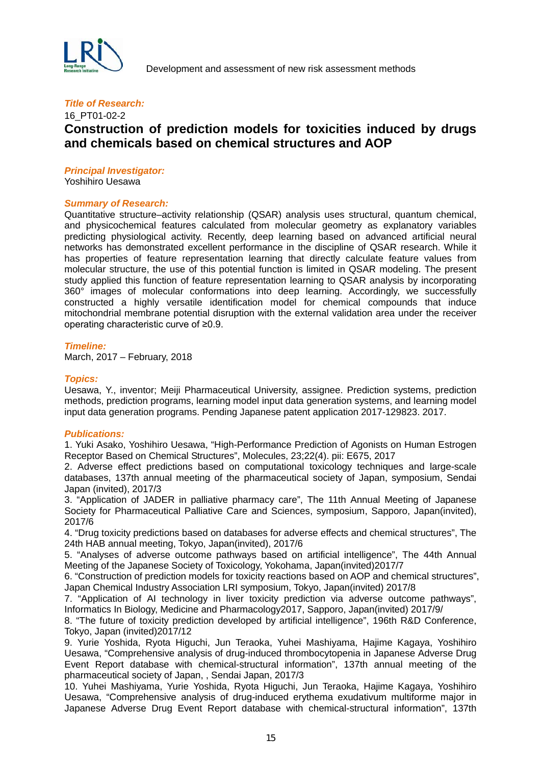***Title of Research:***

16_PT01-02-2

# Construction of prediction models for toxicities induced by drugs and chemicals based on chemical structures and AOP

***Principal Investigator:***

Yoshihiro Uesawa

***Summary of Research:***

Quantitative structure–activity relationship (QSAR) analysis uses structural, quantum chemical, and physicochemical features calculated from molecular geometry as explanatory variables predicting physiological activity. Recently, deep learning based on advanced artificial neural networks has demonstrated excellent performance in the discipline of QSAR research. While it has properties of feature representation learning that directly calculate feature values from molecular structure, the use of this potential function is limited in QSAR modeling. The present study applied this function of feature representation learning to QSAR analysis by incorporating 360° images of molecular conformations into deep learning. Accordingly, we successfully constructed a highly versatile identification model for chemical compounds that induce mitochondrial membrane potential disruption with the external validation area under the receiver operating characteristic curve of ≥0.9.

***Timeline:***

March, 2017 – February, 2018

***Topics:***

Uesawa, Y., inventor; Meiji Pharmaceutical University, assignee. Prediction systems, prediction methods, prediction programs, learning model input data generation systems, and learning model input data generation programs. Pending Japanese patent application 2017-129823. 2017.

***Publications:***

1. Yuki Asako, Yoshihiro Uesawa, “High-Performance Prediction of Agonists on Human Estrogen Receptor Based on Chemical Structures”, Molecules, 23;22(4). pii: E675, 2017
2. Adverse effect predictions based on computational toxicology techniques and large-scale databases, 137th annual meeting of the pharmaceutical society of Japan, symposium, Sendai Japan (invited), 2017/3
3. “Application of JADER in palliative pharmacy care”, The 11th Annual Meeting of Japanese Society for Pharmaceutical Palliative Care and Sciences, symposium, Sapporo, Japan(invited), 2017/6
4. “Drug toxicity predictions based on databases for adverse effects and chemical structures”, The 24th HAB annual meeting, Tokyo, Japan(invited), 2017/6
5. “Analyses of adverse outcome pathways based on artificial intelligence”, The 44th Annual Meeting of the Japanese Society of Toxicology, Yokohama, Japan(invited)2017/7
6. “Construction of prediction models for toxicity reactions based on AOP and chemical structures”, Japan Chemical Industry Association LRI symposium, Tokyo, Japan(invited) 2017/8
7. “Application of AI technology in liver toxicity prediction via adverse outcome pathways”, Informatics In Biology, Medicine and Pharmacology2017, Sapporo, Japan(invited) 2017/9/
8. “The future of toxicity prediction developed by artificial intelligence”, 196th R&D Conference, Tokyo, Japan (invited)2017/12
9. Yurie Yoshida, Ryota Higuchi, Jun Teraoka, Yuhei Mashiyama, Hajime Kagaya, Yoshihiro Uesawa, “Comprehensive analysis of drug-induced thrombocytopenia in Japanese Adverse Drug Event Report database with chemical-structural information”, 137th annual meeting of the pharmaceutical society of Japan, , Sendai Japan, 2017/3
10. Yuhei Mashiyama, Yurie Yoshida, Ryota Higuchi, Jun Teraoka, Hajime Kagaya, Yoshihiro Uesawa, “Comprehensive analysis of drug-induced erythema exudativum multiforme major in Japanese Adverse Drug Event Report database with chemical-structural information”, 137th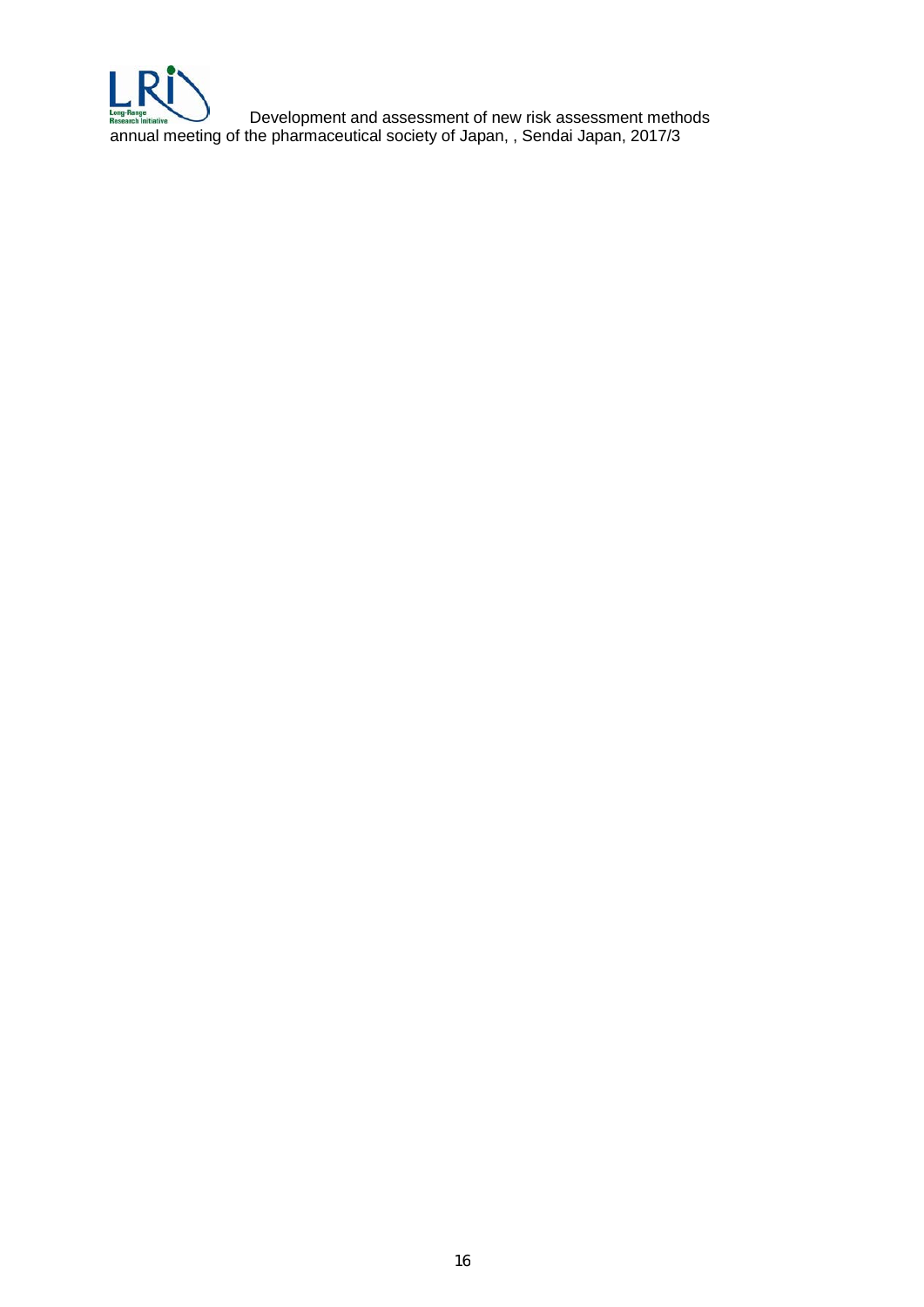Development and assessment of new risk assessment methods annual meeting of the pharmaceutical society of Japan, , Sendai Japan, 2017/3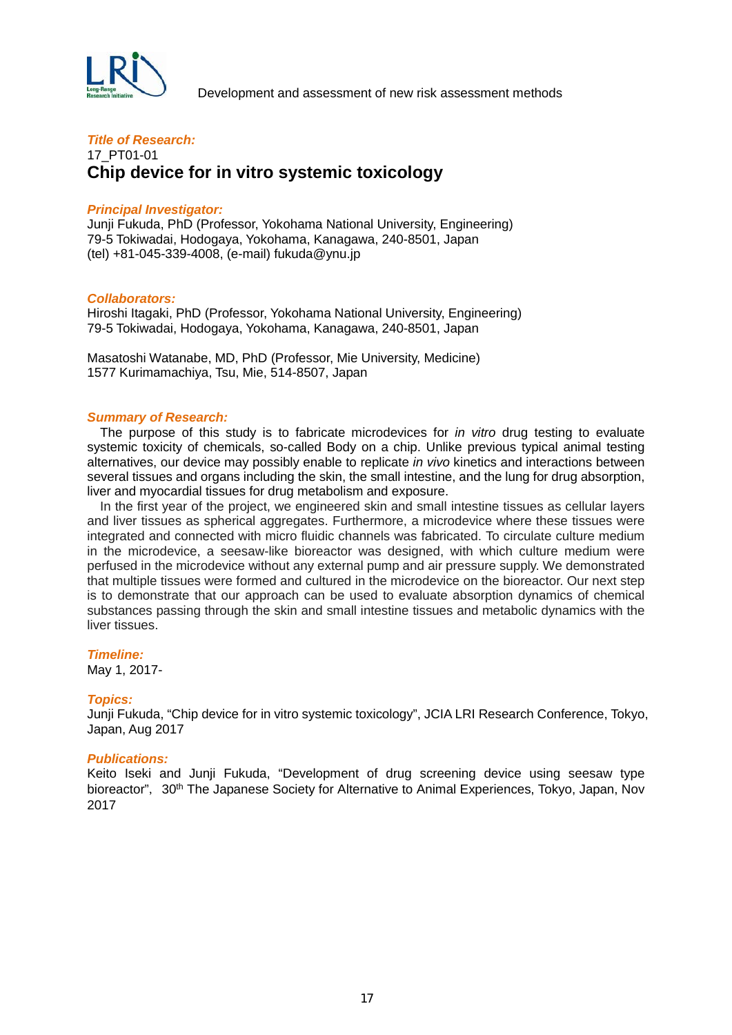### *Title of Research:*

17_PT01-01

## Chip device for in vitro systemic toxicology

### *Principal Investigator:*

Junji Fukuda, PhD (Professor, Yokohama National University, Engineering)
79-5 Tokiwadai, Hodogaya, Yokohama, Kanagawa, 240-8501, Japan
(tel) +81-045-339-4008, (e-mail) fukuda@ynu.jp

### *Collaborators:*

Hiroshi Itagaki, PhD (Professor, Yokohama National University, Engineering)
79-5 Tokiwadai, Hodogaya, Yokohama, Kanagawa, 240-8501, Japan

Masatoshi Watanabe, MD, PhD (Professor, Mie University, Medicine)
1577 Kurimamachiya, Tsu, Mie, 514-8507, Japan

### *Summary of Research:*

The purpose of this study is to fabricate microdevices for *in vitro* drug testing to evaluate systemic toxicity of chemicals, so-called Body on a chip. Unlike previous typical animal testing alternatives, our device may possibly enable to replicate *in vivo* kinetics and interactions between several tissues and organs including the skin, the small intestine, and the lung for drug absorption, liver and myocardial tissues for drug metabolism and exposure.

In the first year of the project, we engineered skin and small intestine tissues as cellular layers and liver tissues as spherical aggregates. Furthermore, a microdevice where these tissues were integrated and connected with micro fluidic channels was fabricated. To circulate culture medium in the microdevice, a seesaw-like bioreactor was designed, with which culture medium were perfused in the microdevice without any external pump and air pressure supply. We demonstrated that multiple tissues were formed and cultured in the microdevice on the bioreactor. Our next step is to demonstrate that our approach can be used to evaluate absorption dynamics of chemical substances passing through the skin and small intestine tissues and metabolic dynamics with the liver tissues.

### *Timeline:*

May 1, 2017-

### *Topics:*

Junji Fukuda, "Chip device for in vitro systemic toxicology", JCIA LRI Research Conference, Tokyo, Japan, Aug 2017

### *Publications:*

Keito Iseki and Junji Fukuda, "Development of drug screening device using seesaw type bioreactor", 30th The Japanese Society for Alternative to Animal Experiences, Tokyo, Japan, Nov 2017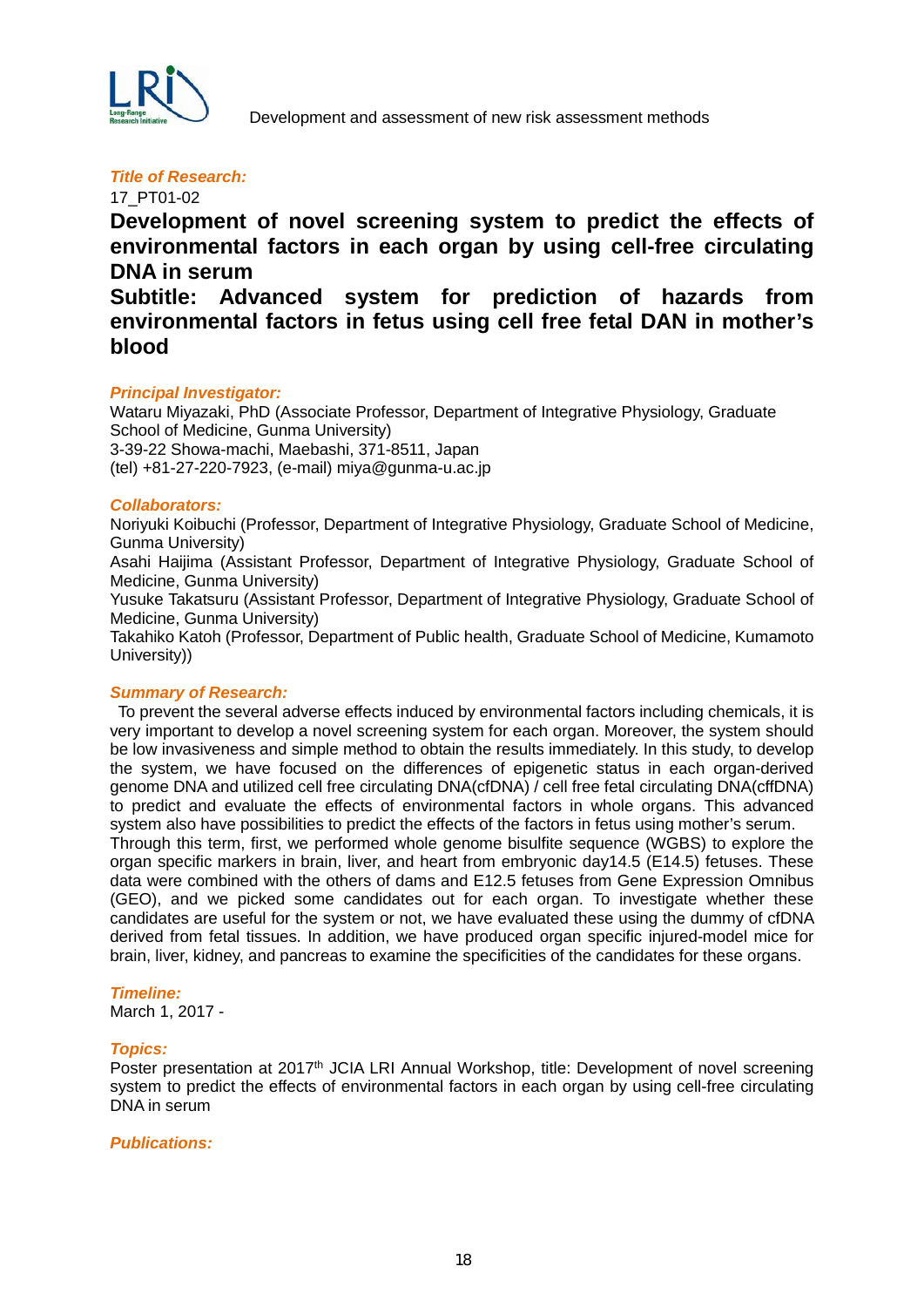***Title of Research:***

17_PT01-02

## Development of novel screening system to predict the effects of environmental factors in each organ by using cell-free circulating DNA in serum

## Subtitle: Advanced system for prediction of hazards from environmental factors in fetus using cell free fetal DAN in mother's blood

***Principal Investigator:***

Wataru Miyazaki, PhD (Associate Professor, Department of Integrative Physiology, Graduate School of Medicine, Gunma University)
3-39-22 Showa-machi, Maebashi, 371-8511, Japan
(tel) +81-27-220-7923, (e-mail) miya@gunma-u.ac.jp

***Collaborators:***

Noriyuki Koibuchi (Professor, Department of Integrative Physiology, Graduate School of Medicine, Gunma University)
Asahi Haijima (Assistant Professor, Department of Integrative Physiology, Graduate School of Medicine, Gunma University)
Yusuke Takatsuru (Assistant Professor, Department of Integrative Physiology, Graduate School of Medicine, Gunma University)
Takahiko Katoh (Professor, Department of Public health, Graduate School of Medicine, Kumamoto University))

***Summary of Research:***

To prevent the several adverse effects induced by environmental factors including chemicals, it is very important to develop a novel screening system for each organ. Moreover, the system should be low invasiveness and simple method to obtain the results immediately. In this study, to develop the system, we have focused on the differences of epigenetic status in each organ-derived genome DNA and utilized cell free circulating DNA(cfDNA) / cell free fetal circulating DNA(cffDNA) to predict and evaluate the effects of environmental factors in whole organs. This advanced system also have possibilities to predict the effects of the factors in fetus using mother's serum.
Through this term, first, we performed whole genome bisulfite sequence (WGBS) to explore the organ specific markers in brain, liver, and heart from embryonic day14.5 (E14.5) fetuses. These data were combined with the others of dams and E12.5 fetuses from Gene Expression Omnibus (GEO), and we picked some candidates out for each organ. To investigate whether these candidates are useful for the system or not, we have evaluated these using the dummy of cfDNA derived from fetal tissues. In addition, we have produced organ specific injured-model mice for brain, liver, kidney, and pancreas to examine the specificities of the candidates for these organs.

***Timeline:***

March 1, 2017 -

***Topics:***

Poster presentation at 2017th JCIA LRI Annual Workshop, title: Development of novel screening system to predict the effects of environmental factors in each organ by using cell-free circulating DNA in serum

***Publications:***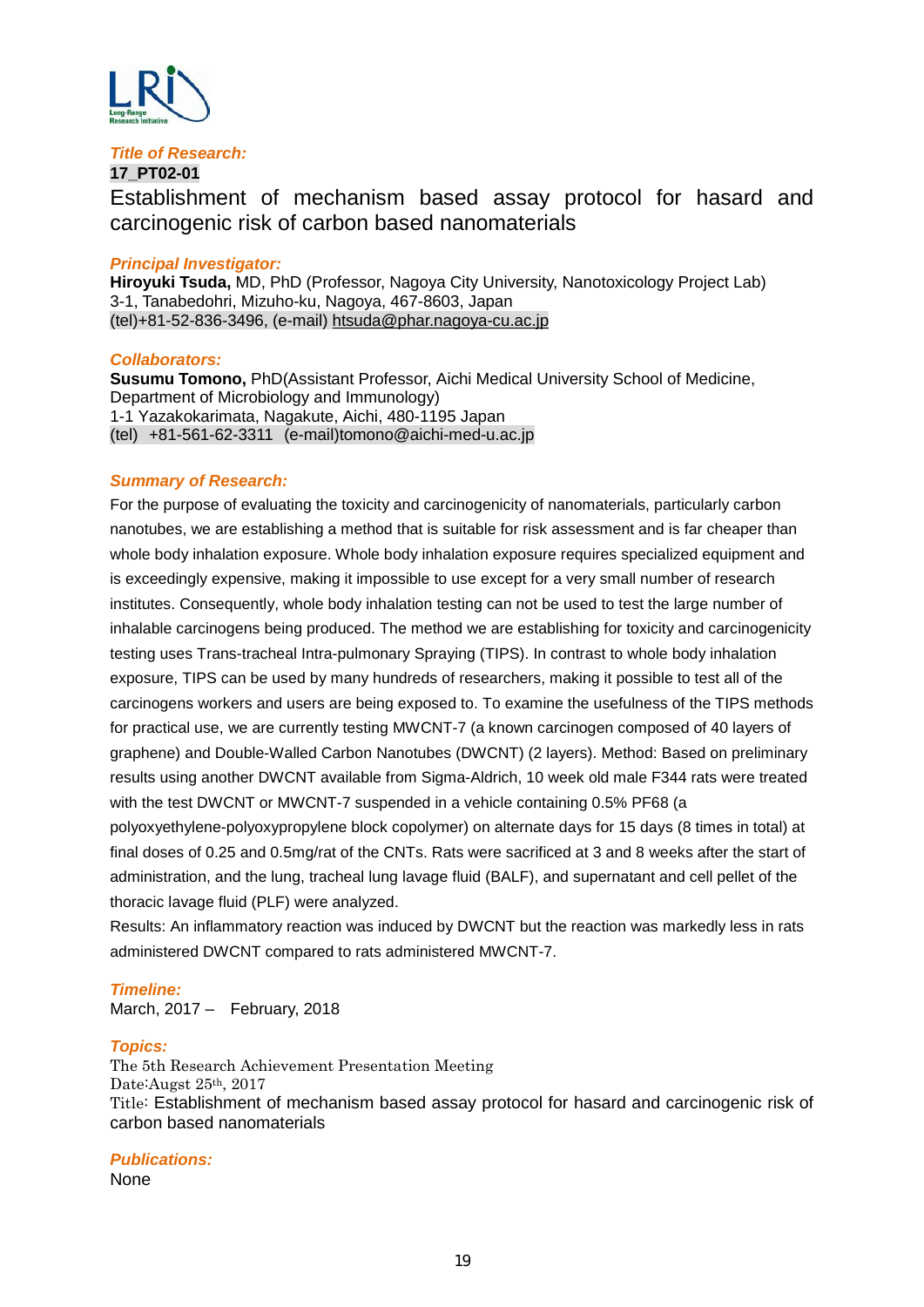***Title of Research:***

**17_PT02-01**

Establishment of mechanism based assay protocol for hasard and carcinogenic risk of carbon based nanomaterials

***Principal Investigator:***

**Hiroyuki Tsuda,** MD, PhD (Professor, Nagoya City University, Nanotoxicology Project Lab)
3-1, Tanabedohri, Mizuho-ku, Nagoya, 467-8603, Japan
(tel)+81-52-836-3496, (e-mail) htsuda@phar.nagoya-cu.ac.jp

***Collaborators:***

**Susumu Tomono,** PhD(Assistant Professor, Aichi Medical University School of Medicine, Department of Microbiology and Immunology)
1-1 Yazakokarimata, Nagakute, Aichi, 480-1195 Japan
(tel) +81-561-62-3311 (e-mail)tomono@aichi-med-u.ac.jp

***Summary of Research:***

For the purpose of evaluating the toxicity and carcinogenicity of nanomaterials, particularly carbon nanotubes, we are establishing a method that is suitable for risk assessment and is far cheaper than whole body inhalation exposure. Whole body inhalation exposure requires specialized equipment and is exceedingly expensive, making it impossible to use except for a very small number of research institutes. Consequently, whole body inhalation testing can not be used to test the large number of inhalable carcinogens being produced. The method we are establishing for toxicity and carcinogenicity testing uses Trans-tracheal Intra-pulmonary Spraying (TIPS). In contrast to whole body inhalation exposure, TIPS can be used by many hundreds of researchers, making it possible to test all of the carcinogens workers and users are being exposed to. To examine the usefulness of the TIPS methods for practical use, we are currently testing MWCNT-7 (a known carcinogen composed of 40 layers of graphene) and Double-Walled Carbon Nanotubes (DWCNT) (2 layers). Method: Based on preliminary results using another DWCNT available from Sigma-Aldrich, 10 week old male F344 rats were treated with the test DWCNT or MWCNT-7 suspended in a vehicle containing 0.5% PF68 (a polyoxyethylene-polyoxypropylene block copolymer) on alternate days for 15 days (8 times in total) at final doses of 0.25 and 0.5mg/rat of the CNTs. Rats were sacrificed at 3 and 8 weeks after the start of administration, and the lung, tracheal lung lavage fluid (BALF), and supernatant and cell pellet of the thoracic lavage fluid (PLF) were analyzed.

Results: An inflammatory reaction was induced by DWCNT but the reaction was markedly less in rats administered DWCNT compared to rats administered MWCNT-7.

***Timeline:***

March, 2017 – February, 2018

***Topics:***

The 5th Research Achievement Presentation Meeting
Date:Augst 25th, 2017
Title: Establishment of mechanism based assay protocol for hasard and carcinogenic risk of carbon based nanomaterials

***Publications:***

None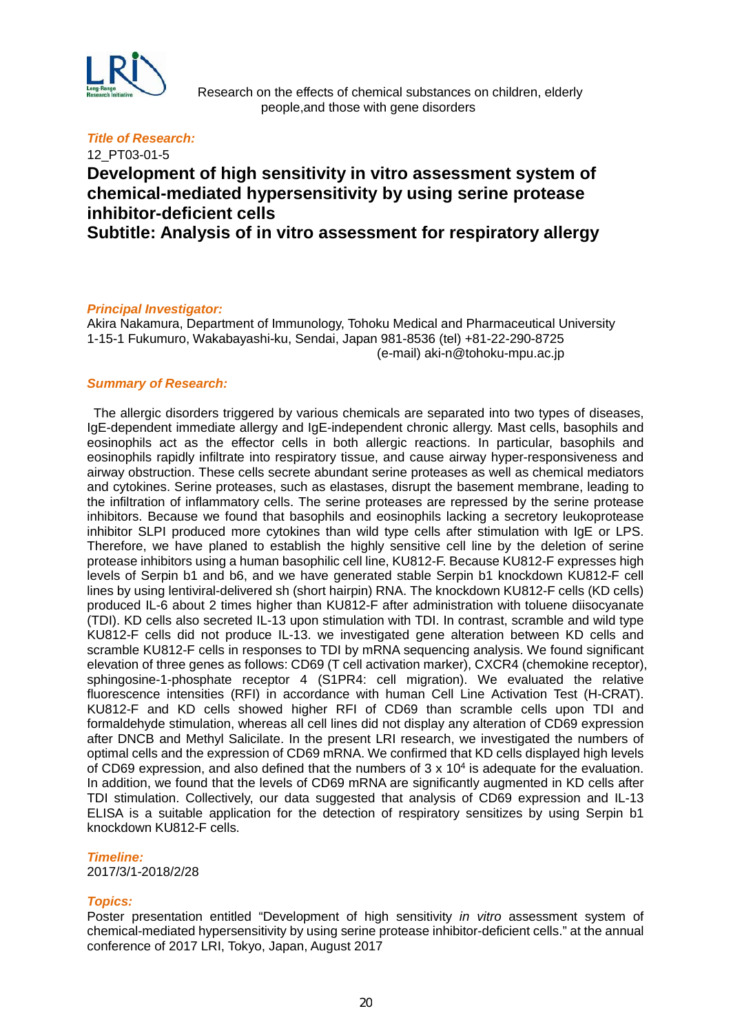Research on the effects of chemical substances on children, elderly people,and those with gene disorders

***Title of Research:***

12_PT03-01-5

## Development of high sensitivity in vitro assessment system of chemical-mediated hypersensitivity by using serine protease inhibitor-deficient cells

## Subtitle: Analysis of in vitro assessment for respiratory allergy

***Principal Investigator:***

Akira Nakamura, Department of Immunology, Tohoku Medical and Pharmaceutical University
1-15-1 Fukumuro, Wakabayashi-ku, Sendai, Japan 981-8536 (tel) +81-22-290-8725
(e-mail) aki-n@tohoku-mpu.ac.jp

***Summary of Research:***

The allergic disorders triggered by various chemicals are separated into two types of diseases, IgE-dependent immediate allergy and IgE-independent chronic allergy. Mast cells, basophils and eosinophils act as the effector cells in both allergic reactions. In particular, basophils and eosinophils rapidly infiltrate into respiratory tissue, and cause airway hyper-responsiveness and airway obstruction. These cells secrete abundant serine proteases as well as chemical mediators and cytokines. Serine proteases, such as elastases, disrupt the basement membrane, leading to the infiltration of inflammatory cells. The serine proteases are repressed by the serine protease inhibitors. Because we found that basophils and eosinophils lacking a secretory leukoprotease inhibitor SLPI produced more cytokines than wild type cells after stimulation with IgE or LPS. Therefore, we have planed to establish the highly sensitive cell line by the deletion of serine protease inhibitors using a human basophilic cell line, KU812-F. Because KU812-F expresses high levels of Serpin b1 and b6, and we have generated stable Serpin b1 knockdown KU812-F cell lines by using lentiviral-delivered sh (short hairpin) RNA. The knockdown KU812-F cells (KD cells) produced IL-6 about 2 times higher than KU812-F after administration with toluene diisocyanate (TDI). KD cells also secreted IL-13 upon stimulation with TDI. In contrast, scramble and wild type KU812-F cells did not produce IL-13. we investigated gene alteration between KD cells and scramble KU812-F cells in responses to TDI by mRNA sequencing analysis. We found significant elevation of three genes as follows: CD69 (T cell activation marker), CXCR4 (chemokine receptor), sphingosine-1-phosphate receptor 4 (S1PR4: cell migration). We evaluated the relative fluorescence intensities (RFI) in accordance with human Cell Line Activation Test (H-CRAT). KU812-F and KD cells showed higher RFI of CD69 than scramble cells upon TDI and formaldehyde stimulation, whereas all cell lines did not display any alteration of CD69 expression after DNCB and Methyl Salicilate. In the present LRI research, we investigated the numbers of optimal cells and the expression of CD69 mRNA. We confirmed that KD cells displayed high levels of CD69 expression, and also defined that the numbers of $3 \times 10^4$ is adequate for the evaluation. In addition, we found that the levels of CD69 mRNA are significantly augmented in KD cells after TDI stimulation. Collectively, our data suggested that analysis of CD69 expression and IL-13 ELISA is a suitable application for the detection of respiratory sensitizes by using Serpin b1 knockdown KU812-F cells.

***Timeline:***

2017/3/1-2018/2/28

***Topics:***

Poster presentation entitled "Development of high sensitivity *in vitro* assessment system of chemical-mediated hypersensitivity by using serine protease inhibitor-deficient cells." at the annual conference of 2017 LRI, Tokyo, Japan, August 2017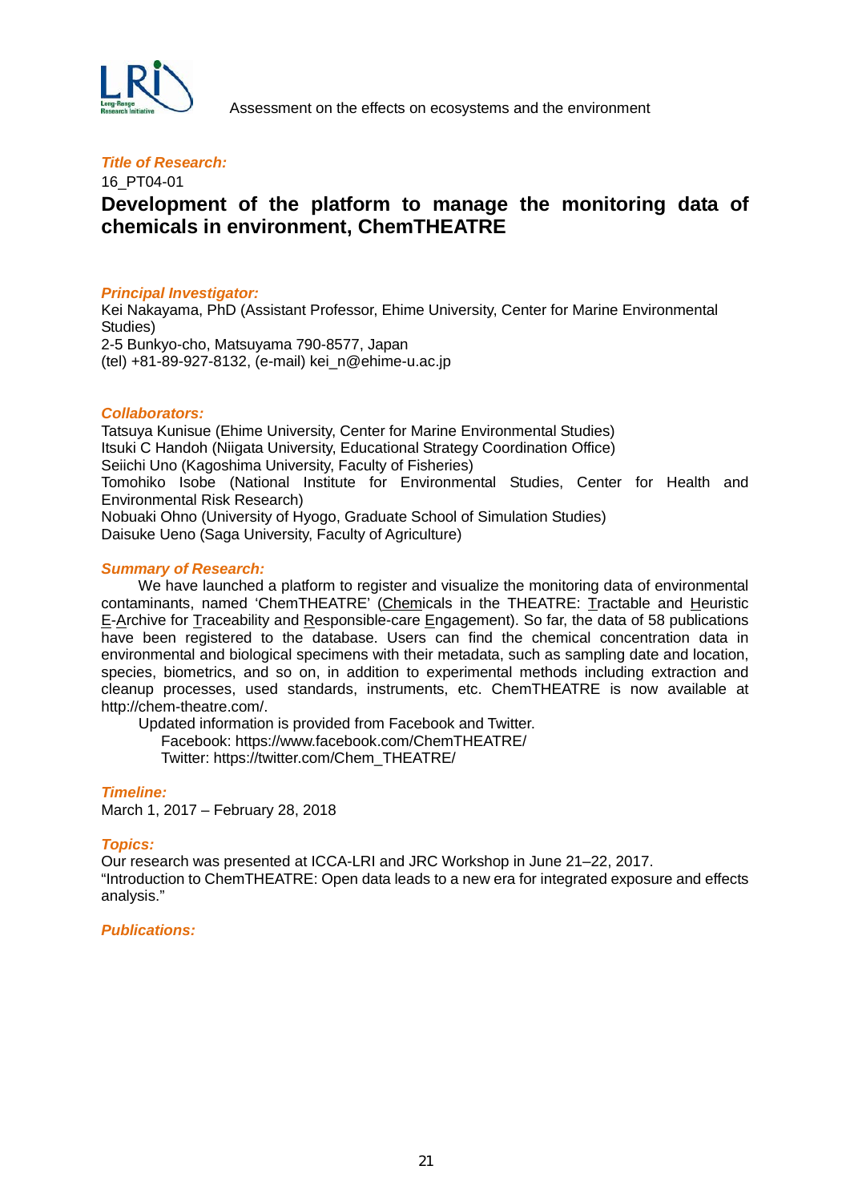Assessment on the effects on ecosystems and the environment

***Title of Research:***

16_PT04-01

## Development of the platform to manage the monitoring data of chemicals in environment, ChemTHEATRE

***Principal Investigator:***

Kei Nakayama, PhD (Assistant Professor, Ehime University, Center for Marine Environmental Studies)
2-5 Bunkyo-cho, Matsuyama 790-8577, Japan
(tel) +81-89-927-8132, (e-mail) kei_n@ehime-u.ac.jp

***Collaborators:***

Tatsuya Kunisue (Ehime University, Center for Marine Environmental Studies)
Itsuki C Handoh (Niigata University, Educational Strategy Coordination Office)
Seiichi Uno (Kagoshima University, Faculty of Fisheries)
Tomohiko Isobe (National Institute for Environmental Studies, Center for Health and Environmental Risk Research)
Nobuaki Ohno (University of Hyogo, Graduate School of Simulation Studies)
Daisuke Ueno (Saga University, Faculty of Agriculture)

***Summary of Research:***

We have launched a platform to register and visualize the monitoring data of environmental contaminants, named 'ChemTHEATRE' (Chemicals in the THEATRE: Tractable and Heuristic E-Archive for Traceability and Responsible-care Engagement). So far, the data of 58 publications have been registered to the database. Users can find the chemical concentration data in environmental and biological specimens with their metadata, such as sampling date and location, species, biometrics, and so on, in addition to experimental methods including extraction and cleanup processes, used standards, instruments, etc. ChemTHEATRE is now available at http://chem-theatre.com/.

Updated information is provided from Facebook and Twitter.
Facebook: https://www.facebook.com/ChemTHEATRE/
Twitter: https://twitter.com/Chem_THEATRE/

***Timeline:***

March 1, 2017 – February 28, 2018

***Topics:***

Our research was presented at ICCA-LRI and JRC Workshop in June 21–22, 2017.
"Introduction to ChemTHEATRE: Open data leads to a new era for integrated exposure and effects analysis."

***Publications:***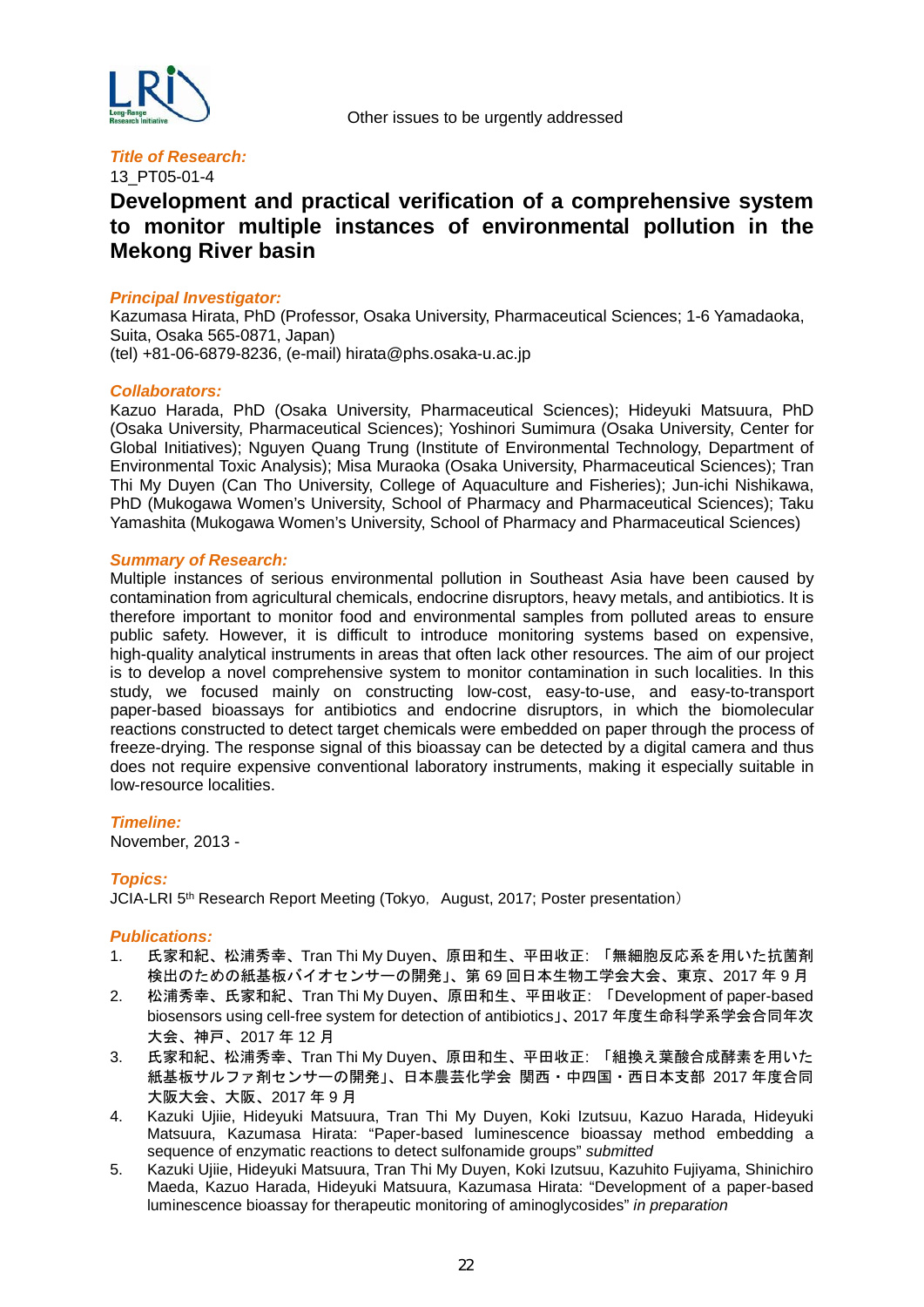Other issues to be urgently addressed

***Title of Research:***

13_PT05-01-4

# Development and practical verification of a comprehensive system to monitor multiple instances of environmental pollution in the Mekong River basin

***Principal Investigator:***

Kazumasa Hirata, PhD (Professor, Osaka University, Pharmaceutical Sciences; 1-6 Yamadaoka, Suita, Osaka 565-0871, Japan)
(tel) +81-06-6879-8236, (e-mail) hirata@phs.osaka-u.ac.jp

***Collaborators:***

Kazuo Harada, PhD (Osaka University, Pharmaceutical Sciences); Hideyuki Matsuura, PhD (Osaka University, Pharmaceutical Sciences); Yoshinori Sumimura (Osaka University, Center for Global Initiatives); Nguyen Quang Trung (Institute of Environmental Technology, Department of Environmental Toxic Analysis); Misa Muraoka (Osaka University, Pharmaceutical Sciences); Tran Thi My Duyen (Can Tho University, College of Aquaculture and Fisheries); Jun-ichi Nishikawa, PhD (Mukogawa Women's University, School of Pharmacy and Pharmaceutical Sciences); Taku Yamashita (Mukogawa Women's University, School of Pharmacy and Pharmaceutical Sciences)

***Summary of Research:***

Multiple instances of serious environmental pollution in Southeast Asia have been caused by contamination from agricultural chemicals, endocrine disruptors, heavy metals, and antibiotics. It is therefore important to monitor food and environmental samples from polluted areas to ensure public safety. However, it is difficult to introduce monitoring systems based on expensive, high-quality analytical instruments in areas that often lack other resources. The aim of our project is to develop a novel comprehensive system to monitor contamination in such localities. In this study, we focused mainly on constructing low-cost, easy-to-use, and easy-to-transport paper-based bioassays for antibiotics and endocrine disruptors, in which the biomolecular reactions constructed to detect target chemicals were embedded on paper through the process of freeze-drying. The response signal of this bioassay can be detected by a digital camera and thus does not require expensive conventional laboratory instruments, making it especially suitable in low-resource localities.

***Timeline:***

November, 2013 -

***Topics:***

JCIA-LRI 5th Research Report Meeting (Tokyo, August, 2017; Poster presentation）

***Publications:***

1. 氏家和紀、松浦秀幸、Tran Thi My Duyen、原田和生、平田收正: 「無細胞反応系を用いた抗菌剤検出のための紙基板バイオセンサーの開発」、第 69 回日本生物工学会大会、東京、2017 年 9 月
2. 松浦秀幸、氏家和紀、Tran Thi My Duyen、原田和生、平田收正: 「Development of paper-based biosensors using cell-free system for detection of antibiotics」、2017 年度生命科学系学会合同年次大会、神戸、2017 年 12 月
3. 氏家和紀、松浦秀幸、Tran Thi My Duyen、原田和生、平田收正: 「組換え葉酸合成酵素を用いた紙基板サルファ剤センサーの開発」、日本農芸化学会 関西・中四国・西日本支部 2017 年度合同大阪大会、大阪、2017 年 9 月
4. Kazuki Ujiie, Hideyuki Matsuura, Tran Thi My Duyen, Koki Izutsuu, Kazuo Harada, Hideyuki Matsuura, Kazumasa Hirata: "Paper-based luminescence bioassay method embedding a sequence of enzymatic reactions to detect sulfonamide groups" *submitted*
5. Kazuki Ujiie, Hideyuki Matsuura, Tran Thi My Duyen, Koki Izutsuu, Kazuhito Fujiyama, Shinichiro Maeda, Kazuo Harada, Hideyuki Matsuura, Kazumasa Hirata: "Development of a paper-based luminescence bioassay for therapeutic monitoring of aminoglycosides" *in preparation*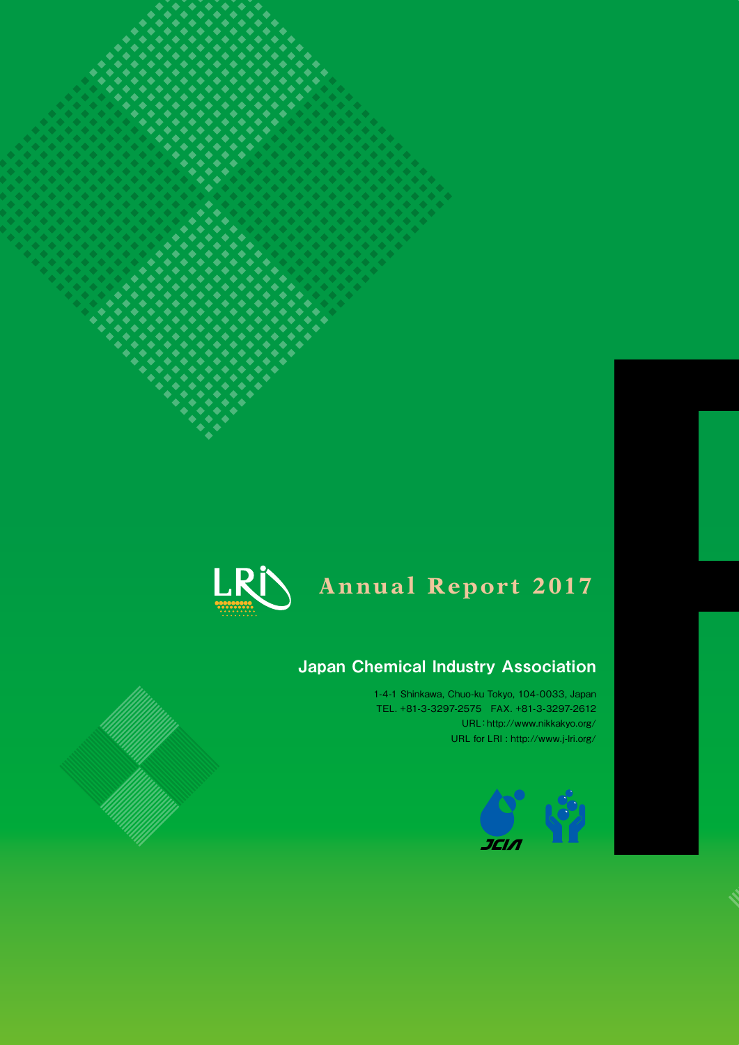LRI

# Annual Report 2017

## Japan Chemical Industry Association

1-4-1 Shinkawa, Chuo-ku Tokyo, 104-0033, Japan
TEL. +81-3-3297-2575　FAX. +81-3-3297-2612
URL：http://www.nikkakyo.org/
URL for LRI：http://www.j-lri.org/

JCIA